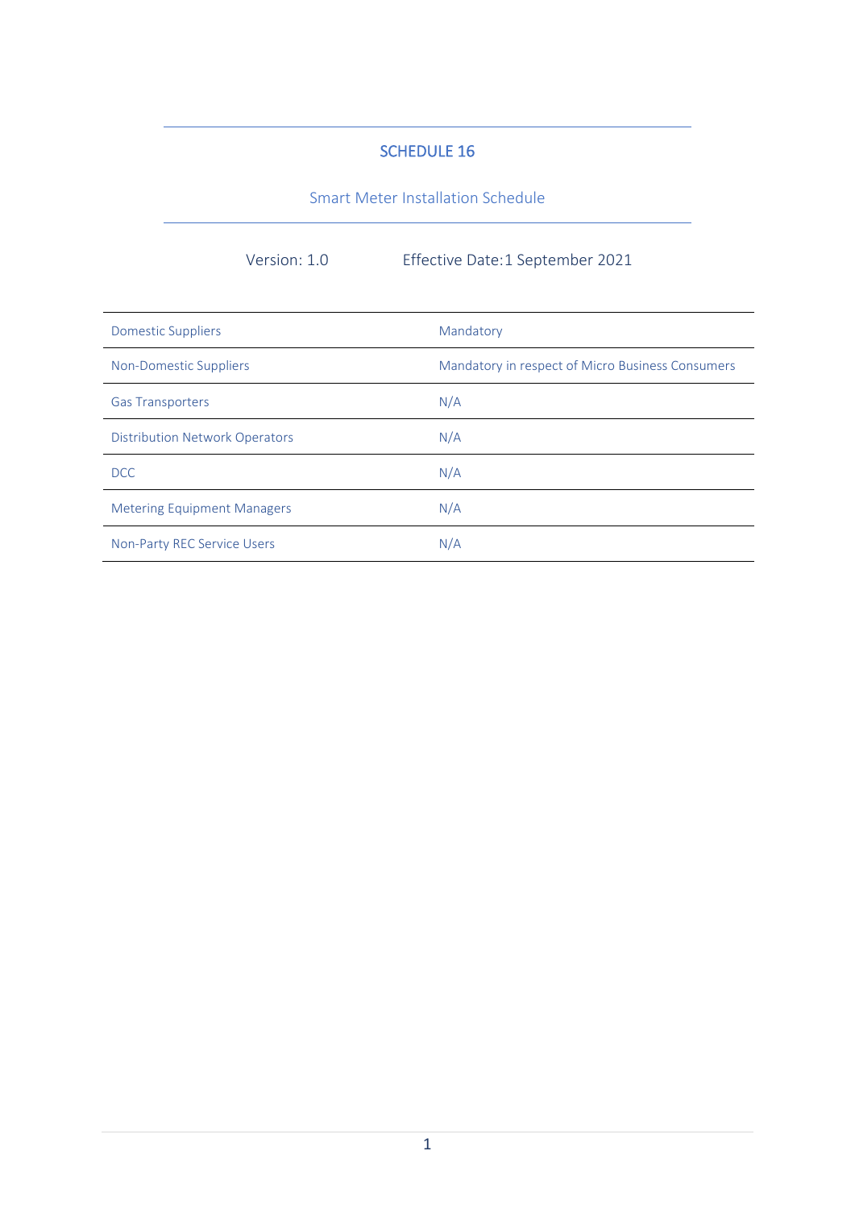# SCHEDULE 16

## Smart Meter Installation Schedule

Version: 1.0 Effective Date: 1 September 2021

| | |
|---|---|
| Domestic Suppliers | Mandatory |
| Non-Domestic Suppliers | Mandatory in respect of Micro Business Consumers |
| Gas Transporters | N/A |
| Distribution Network Operators | N/A |
| DCC | N/A |
| Metering Equipment Managers | N/A |
| Non-Party REC Service Users | N/A |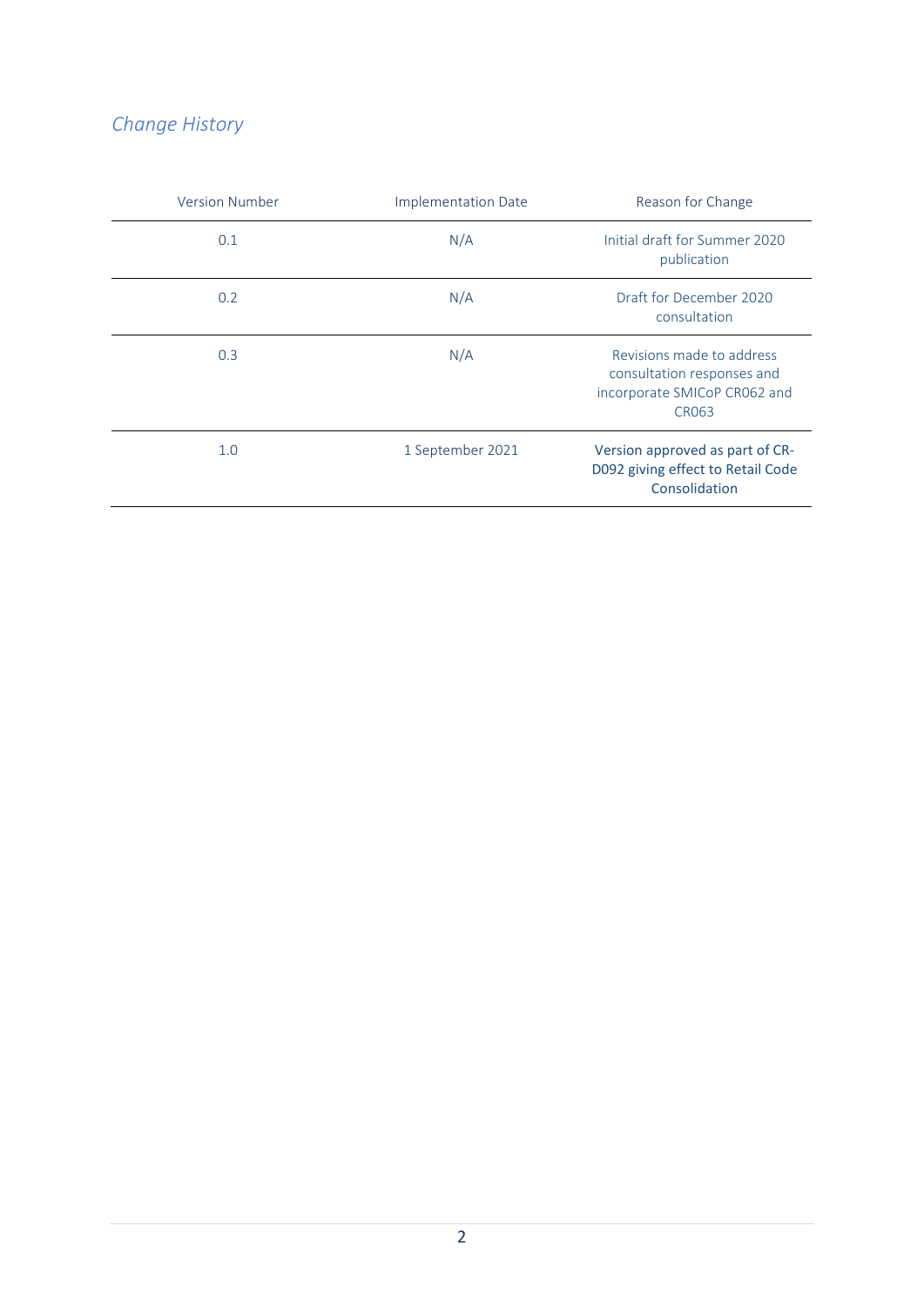## *Change History*

| Version Number | Implementation Date | Reason for Change |
| --- | --- | --- |
| 0.1 | N/A | Initial draft for Summer 2020 publication |
| 0.2 | N/A | Draft for December 2020 consultation |
| 0.3 | N/A | Revisions made to address consultation responses and incorporate SMICoP CR062 and CR063 |
| 1.0 | 1 September 2021 | Version approved as part of CR-D092 giving effect to Retail Code Consolidation |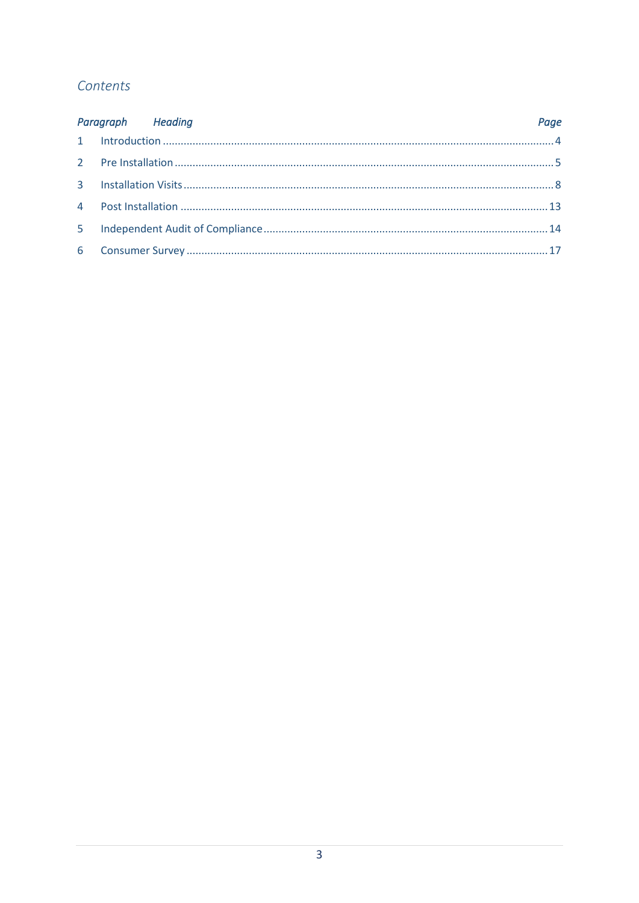# Contents

| *Paragraph* | *Heading* | *Page* |
|---|---|---|
| 1 | Introduction | 4 |
| 2 | Pre Installation | 5 |
| 3 | Installation Visits | 8 |
| 4 | Post Installation | 13 |
| 5 | Independent Audit of Compliance | 14 |
| 6 | Consumer Survey | 17 |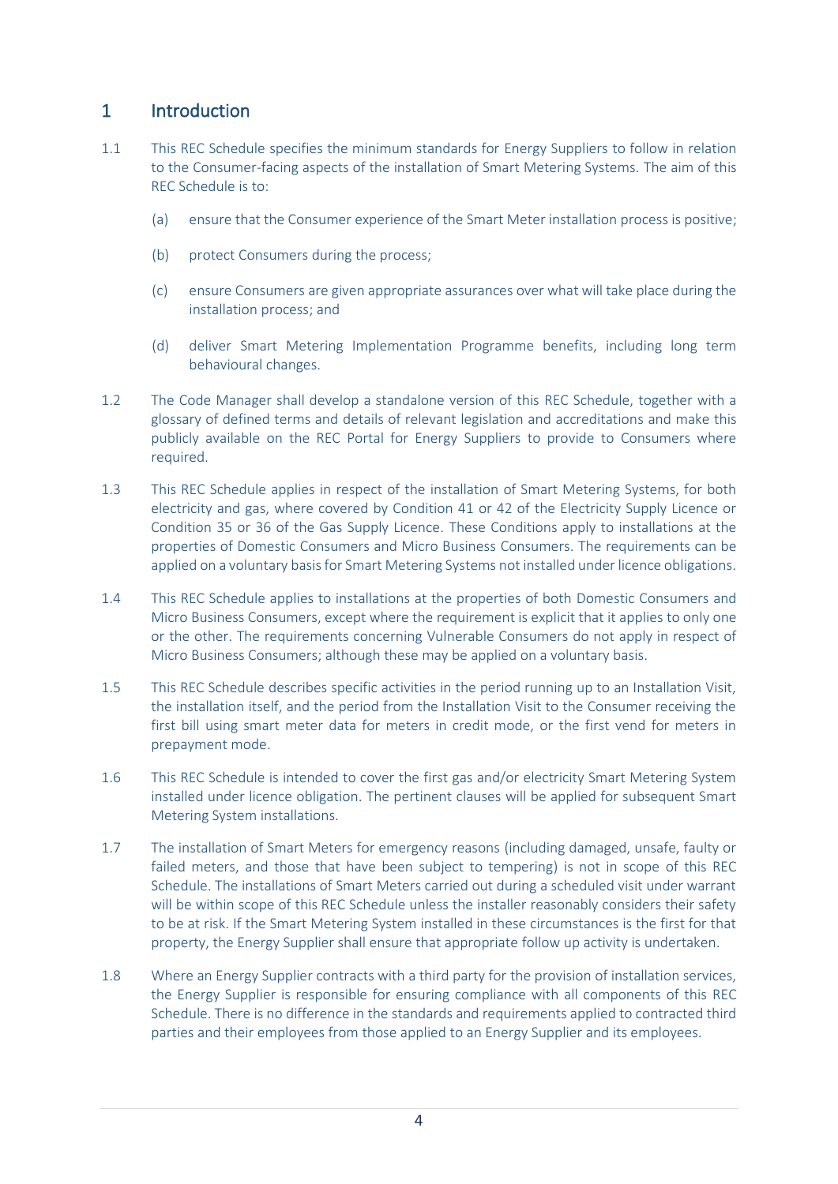# 1 Introduction

1.1 This REC Schedule specifies the minimum standards for Energy Suppliers to follow in relation to the Consumer-facing aspects of the installation of Smart Metering Systems. The aim of this REC Schedule is to:

(a) ensure that the Consumer experience of the Smart Meter installation process is positive;

(b) protect Consumers during the process;

(c) ensure Consumers are given appropriate assurances over what will take place during the installation process; and

(d) deliver Smart Metering Implementation Programme benefits, including long term behavioural changes.

1.2 The Code Manager shall develop a standalone version of this REC Schedule, together with a glossary of defined terms and details of relevant legislation and accreditations and make this publicly available on the REC Portal for Energy Suppliers to provide to Consumers where required.

1.3 This REC Schedule applies in respect of the installation of Smart Metering Systems, for both electricity and gas, where covered by Condition 41 or 42 of the Electricity Supply Licence or Condition 35 or 36 of the Gas Supply Licence. These Conditions apply to installations at the properties of Domestic Consumers and Micro Business Consumers. The requirements can be applied on a voluntary basis for Smart Metering Systems not installed under licence obligations.

1.4 This REC Schedule applies to installations at the properties of both Domestic Consumers and Micro Business Consumers, except where the requirement is explicit that it applies to only one or the other. The requirements concerning Vulnerable Consumers do not apply in respect of Micro Business Consumers; although these may be applied on a voluntary basis.

1.5 This REC Schedule describes specific activities in the period running up to an Installation Visit, the installation itself, and the period from the Installation Visit to the Consumer receiving the first bill using smart meter data for meters in credit mode, or the first vend for meters in prepayment mode.

1.6 This REC Schedule is intended to cover the first gas and/or electricity Smart Metering System installed under licence obligation. The pertinent clauses will be applied for subsequent Smart Metering System installations.

1.7 The installation of Smart Meters for emergency reasons (including damaged, unsafe, faulty or failed meters, and those that have been subject to tempering) is not in scope of this REC Schedule. The installations of Smart Meters carried out during a scheduled visit under warrant will be within scope of this REC Schedule unless the installer reasonably considers their safety to be at risk. If the Smart Metering System installed in these circumstances is the first for that property, the Energy Supplier shall ensure that appropriate follow up activity is undertaken.

1.8 Where an Energy Supplier contracts with a third party for the provision of installation services, the Energy Supplier is responsible for ensuring compliance with all components of this REC Schedule. There is no difference in the standards and requirements applied to contracted third parties and their employees from those applied to an Energy Supplier and its employees.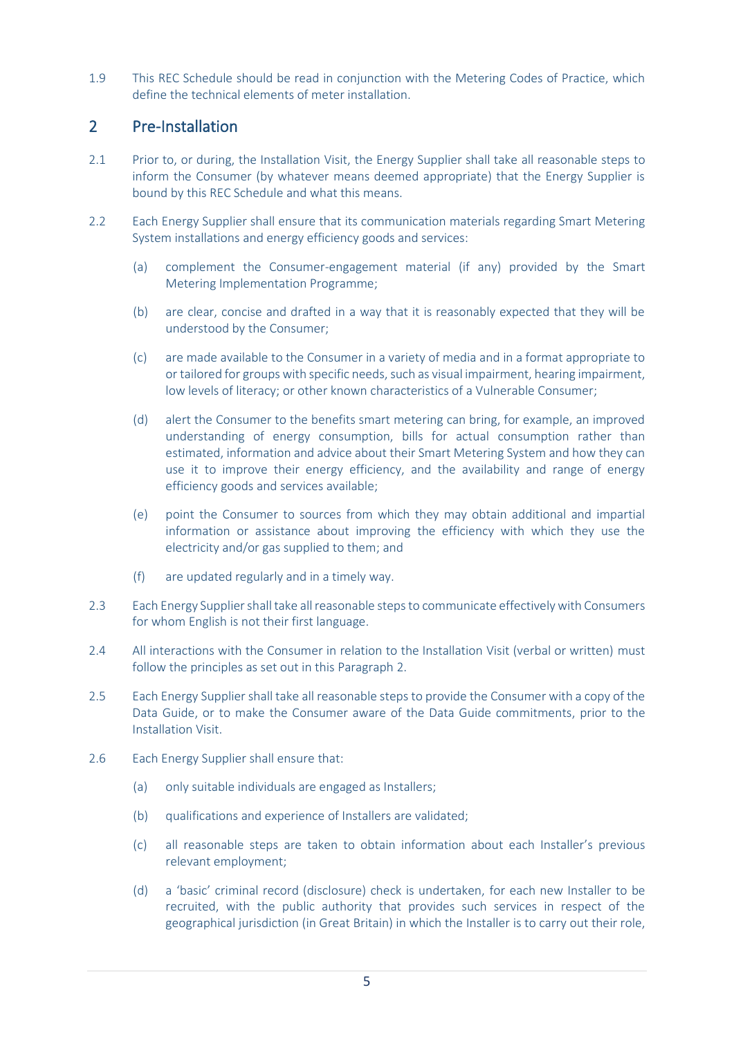1.9 This REC Schedule should be read in conjunction with the Metering Codes of Practice, which define the technical elements of meter installation.

## 2 Pre-Installation

2.1 Prior to, or during, the Installation Visit, the Energy Supplier shall take all reasonable steps to inform the Consumer (by whatever means deemed appropriate) that the Energy Supplier is bound by this REC Schedule and what this means.

2.2 Each Energy Supplier shall ensure that its communication materials regarding Smart Metering System installations and energy efficiency goods and services:

- (a) complement the Consumer-engagement material (if any) provided by the Smart Metering Implementation Programme;
- (b) are clear, concise and drafted in a way that it is reasonably expected that they will be understood by the Consumer;
- (c) are made available to the Consumer in a variety of media and in a format appropriate to or tailored for groups with specific needs, such as visual impairment, hearing impairment, low levels of literacy; or other known characteristics of a Vulnerable Consumer;
- (d) alert the Consumer to the benefits smart metering can bring, for example, an improved understanding of energy consumption, bills for actual consumption rather than estimated, information and advice about their Smart Metering System and how they can use it to improve their energy efficiency, and the availability and range of energy efficiency goods and services available;
- (e) point the Consumer to sources from which they may obtain additional and impartial information or assistance about improving the efficiency with which they use the electricity and/or gas supplied to them; and
- (f) are updated regularly and in a timely way.

2.3 Each Energy Supplier shall take all reasonable steps to communicate effectively with Consumers for whom English is not their first language.

2.4 All interactions with the Consumer in relation to the Installation Visit (verbal or written) must follow the principles as set out in this Paragraph 2.

2.5 Each Energy Supplier shall take all reasonable steps to provide the Consumer with a copy of the Data Guide, or to make the Consumer aware of the Data Guide commitments, prior to the Installation Visit.

2.6 Each Energy Supplier shall ensure that:

- (a) only suitable individuals are engaged as Installers;
- (b) qualifications and experience of Installers are validated;
- (c) all reasonable steps are taken to obtain information about each Installer's previous relevant employment;
- (d) a 'basic' criminal record (disclosure) check is undertaken, for each new Installer to be recruited, with the public authority that provides such services in respect of the geographical jurisdiction (in Great Britain) in which the Installer is to carry out their role,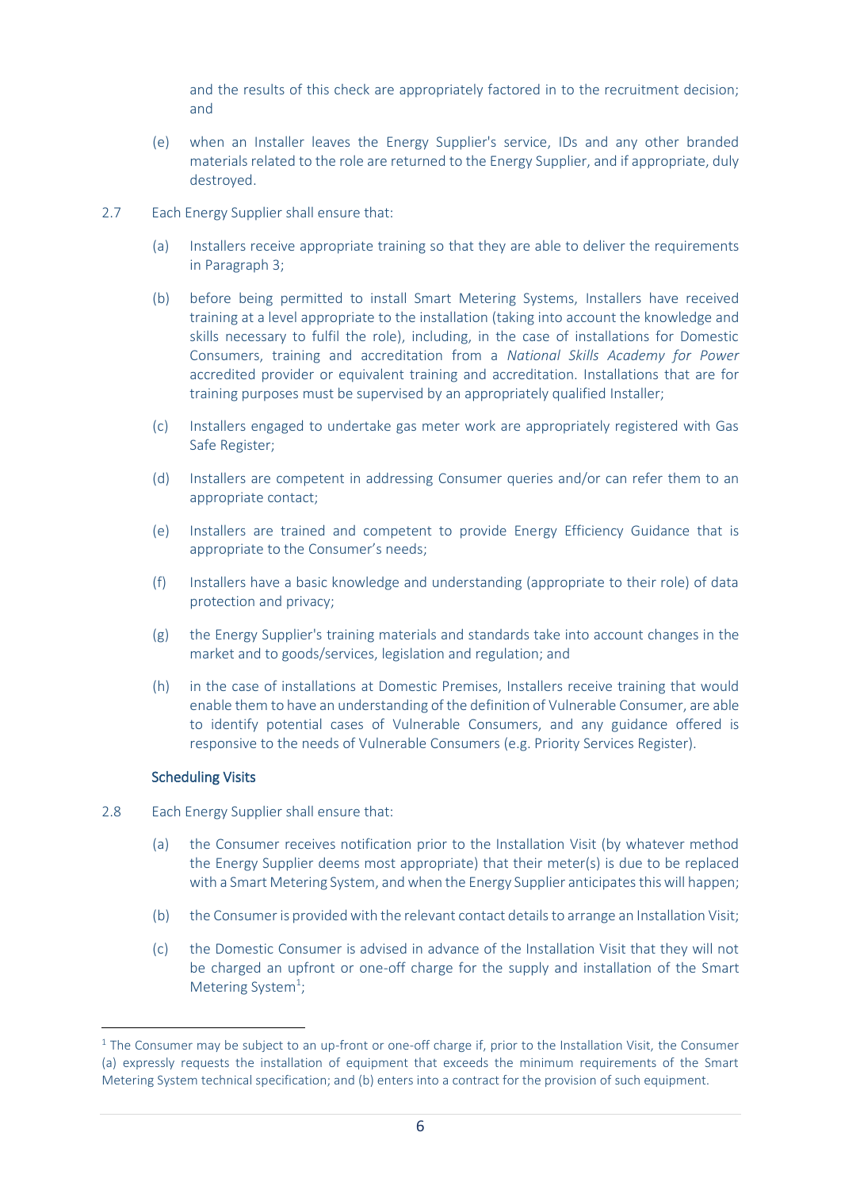and the results of this check are appropriately factored in to the recruitment decision; and

(e) when an Installer leaves the Energy Supplier's service, IDs and any other branded materials related to the role are returned to the Energy Supplier, and if appropriate, duly destroyed.

2.7 Each Energy Supplier shall ensure that:

(a) Installers receive appropriate training so that they are able to deliver the requirements in Paragraph 3;

(b) before being permitted to install Smart Metering Systems, Installers have received training at a level appropriate to the installation (taking into account the knowledge and skills necessary to fulfil the role), including, in the case of installations for Domestic Consumers, training and accreditation from a *National Skills Academy for Power* accredited provider or equivalent training and accreditation. Installations that are for training purposes must be supervised by an appropriately qualified Installer;

(c) Installers engaged to undertake gas meter work are appropriately registered with Gas Safe Register;

(d) Installers are competent in addressing Consumer queries and/or can refer them to an appropriate contact;

(e) Installers are trained and competent to provide Energy Efficiency Guidance that is appropriate to the Consumer's needs;

(f) Installers have a basic knowledge and understanding (appropriate to their role) of data protection and privacy;

(g) the Energy Supplier's training materials and standards take into account changes in the market and to goods/services, legislation and regulation; and

(h) in the case of installations at Domestic Premises, Installers receive training that would enable them to have an understanding of the definition of Vulnerable Consumer, are able to identify potential cases of Vulnerable Consumers, and any guidance offered is responsive to the needs of Vulnerable Consumers (e.g. Priority Services Register).

### Scheduling Visits

2.8 Each Energy Supplier shall ensure that:

(a) the Consumer receives notification prior to the Installation Visit (by whatever method the Energy Supplier deems most appropriate) that their meter(s) is due to be replaced with a Smart Metering System, and when the Energy Supplier anticipates this will happen;

(b) the Consumer is provided with the relevant contact details to arrange an Installation Visit;

(c) the Domestic Consumer is advised in advance of the Installation Visit that they will not be charged an upfront or one-off charge for the supply and installation of the Smart Metering System[1];

---

[1] The Consumer may be subject to an up-front or one-off charge if, prior to the Installation Visit, the Consumer (a) expressly requests the installation of equipment that exceeds the minimum requirements of the Smart Metering System technical specification; and (b) enters into a contract for the provision of such equipment.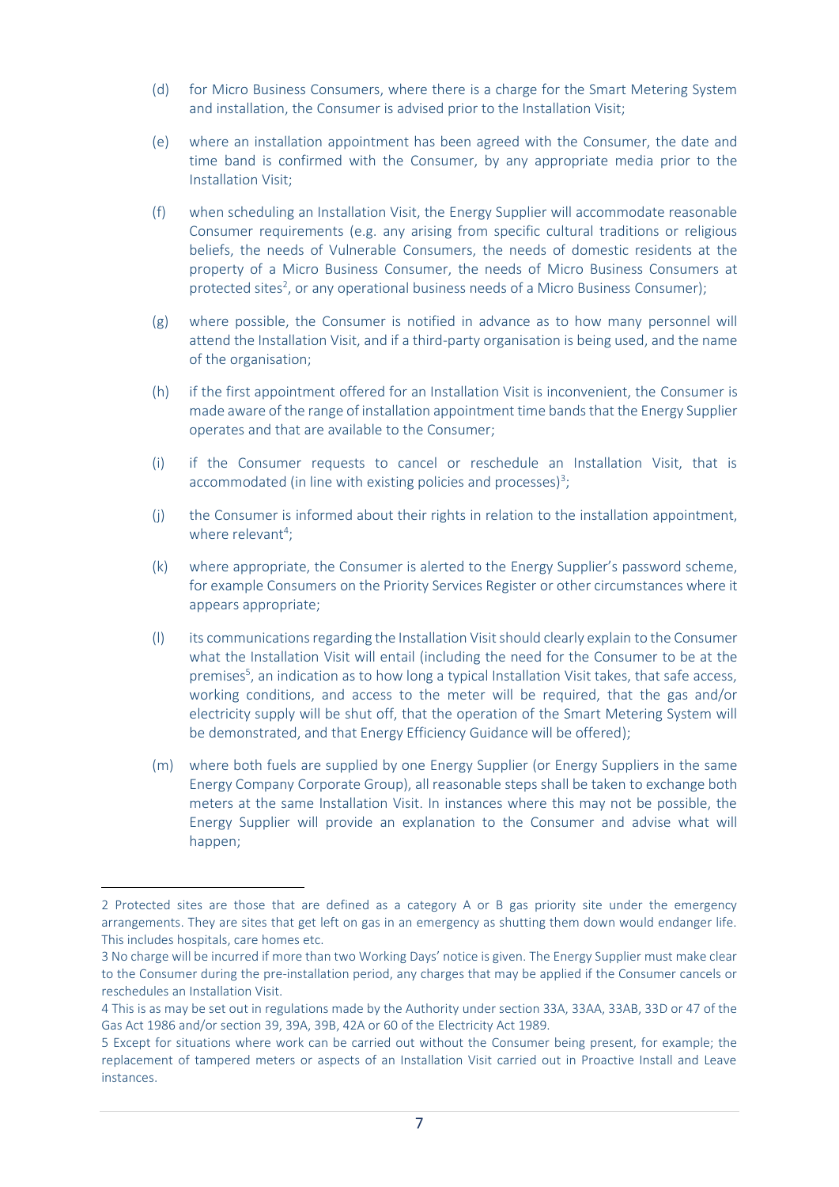(d) for Micro Business Consumers, where there is a charge for the Smart Metering System and installation, the Consumer is advised prior to the Installation Visit;

(e) where an installation appointment has been agreed with the Consumer, the date and time band is confirmed with the Consumer, by any appropriate media prior to the Installation Visit;

(f) when scheduling an Installation Visit, the Energy Supplier will accommodate reasonable Consumer requirements (e.g. any arising from specific cultural traditions or religious beliefs, the needs of Vulnerable Consumers, the needs of domestic residents at the property of a Micro Business Consumer, the needs of Micro Business Consumers at protected sites[2], or any operational business needs of a Micro Business Consumer);

(g) where possible, the Consumer is notified in advance as to how many personnel will attend the Installation Visit, and if a third-party organisation is being used, and the name of the organisation;

(h) if the first appointment offered for an Installation Visit is inconvenient, the Consumer is made aware of the range of installation appointment time bands that the Energy Supplier operates and that are available to the Consumer;

(i) if the Consumer requests to cancel or reschedule an Installation Visit, that is accommodated (in line with existing policies and processes)[3];

(j) the Consumer is informed about their rights in relation to the installation appointment, where relevant[4];

(k) where appropriate, the Consumer is alerted to the Energy Supplier's password scheme, for example Consumers on the Priority Services Register or other circumstances where it appears appropriate;

(l) its communications regarding the Installation Visit should clearly explain to the Consumer what the Installation Visit will entail (including the need for the Consumer to be at the premises[5], an indication as to how long a typical Installation Visit takes, that safe access, working conditions, and access to the meter will be required, that the gas and/or electricity supply will be shut off, that the operation of the Smart Metering System will be demonstrated, and that Energy Efficiency Guidance will be offered);

(m) where both fuels are supplied by one Energy Supplier (or Energy Suppliers in the same Energy Company Corporate Group), all reasonable steps shall be taken to exchange both meters at the same Installation Visit. In instances where this may not be possible, the Energy Supplier will provide an explanation to the Consumer and advise what will happen;

---

2 Protected sites are those that are defined as a category A or B gas priority site under the emergency arrangements. They are sites that get left on gas in an emergency as shutting them down would endanger life. This includes hospitals, care homes etc.

3 No charge will be incurred if more than two Working Days' notice is given. The Energy Supplier must make clear to the Consumer during the pre-installation period, any charges that may be applied if the Consumer cancels or reschedules an Installation Visit.

4 This is as may be set out in regulations made by the Authority under section 33A, 33AA, 33AB, 33D or 47 of the Gas Act 1986 and/or section 39, 39A, 39B, 42A or 60 of the Electricity Act 1989.

5 Except for situations where work can be carried out without the Consumer being present, for example; the replacement of tampered meters or aspects of an Installation Visit carried out in Proactive Install and Leave instances.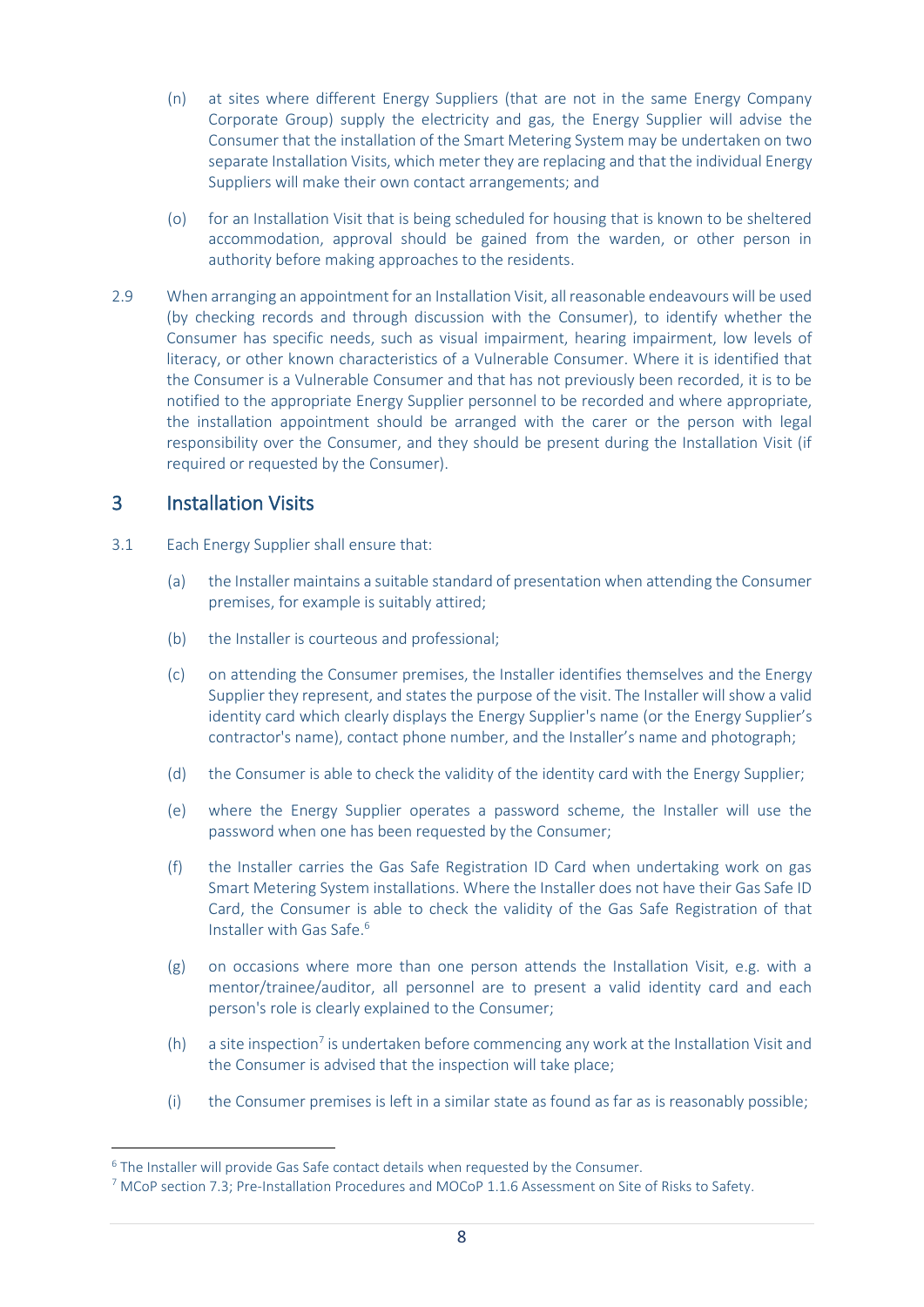(n) at sites where different Energy Suppliers (that are not in the same Energy Company Corporate Group) supply the electricity and gas, the Energy Supplier will advise the Consumer that the installation of the Smart Metering System may be undertaken on two separate Installation Visits, which meter they are replacing and that the individual Energy Suppliers will make their own contact arrangements; and

(o) for an Installation Visit that is being scheduled for housing that is known to be sheltered accommodation, approval should be gained from the warden, or other person in authority before making approaches to the residents.

2.9 When arranging an appointment for an Installation Visit, all reasonable endeavours will be used (by checking records and through discussion with the Consumer), to identify whether the Consumer has specific needs, such as visual impairment, hearing impairment, low levels of literacy, or other known characteristics of a Vulnerable Consumer. Where it is identified that the Consumer is a Vulnerable Consumer and that has not previously been recorded, it is to be notified to the appropriate Energy Supplier personnel to be recorded and where appropriate, the installation appointment should be arranged with the carer or the person with legal responsibility over the Consumer, and they should be present during the Installation Visit (if required or requested by the Consumer).

## 3 Installation Visits

3.1 Each Energy Supplier shall ensure that:

(a) the Installer maintains a suitable standard of presentation when attending the Consumer premises, for example is suitably attired;

(b) the Installer is courteous and professional;

(c) on attending the Consumer premises, the Installer identifies themselves and the Energy Supplier they represent, and states the purpose of the visit. The Installer will show a valid identity card which clearly displays the Energy Supplier's name (or the Energy Supplier's contractor's name), contact phone number, and the Installer's name and photograph;

(d) the Consumer is able to check the validity of the identity card with the Energy Supplier;

(e) where the Energy Supplier operates a password scheme, the Installer will use the password when one has been requested by the Consumer;

(f) the Installer carries the Gas Safe Registration ID Card when undertaking work on gas Smart Metering System installations. Where the Installer does not have their Gas Safe ID Card, the Consumer is able to check the validity of the Gas Safe Registration of that Installer with Gas Safe.[6]

(g) on occasions where more than one person attends the Installation Visit, e.g. with a mentor/trainee/auditor, all personnel are to present a valid identity card and each person's role is clearly explained to the Consumer;

(h) a site inspection[7] is undertaken before commencing any work at the Installation Visit and the Consumer is advised that the inspection will take place;

(i) the Consumer premises is left in a similar state as found as far as is reasonably possible;

---

[6] The Installer will provide Gas Safe contact details when requested by the Consumer.

[7] MCoP section 7.3; Pre-Installation Procedures and MOCoP 1.1.6 Assessment on Site of Risks to Safety.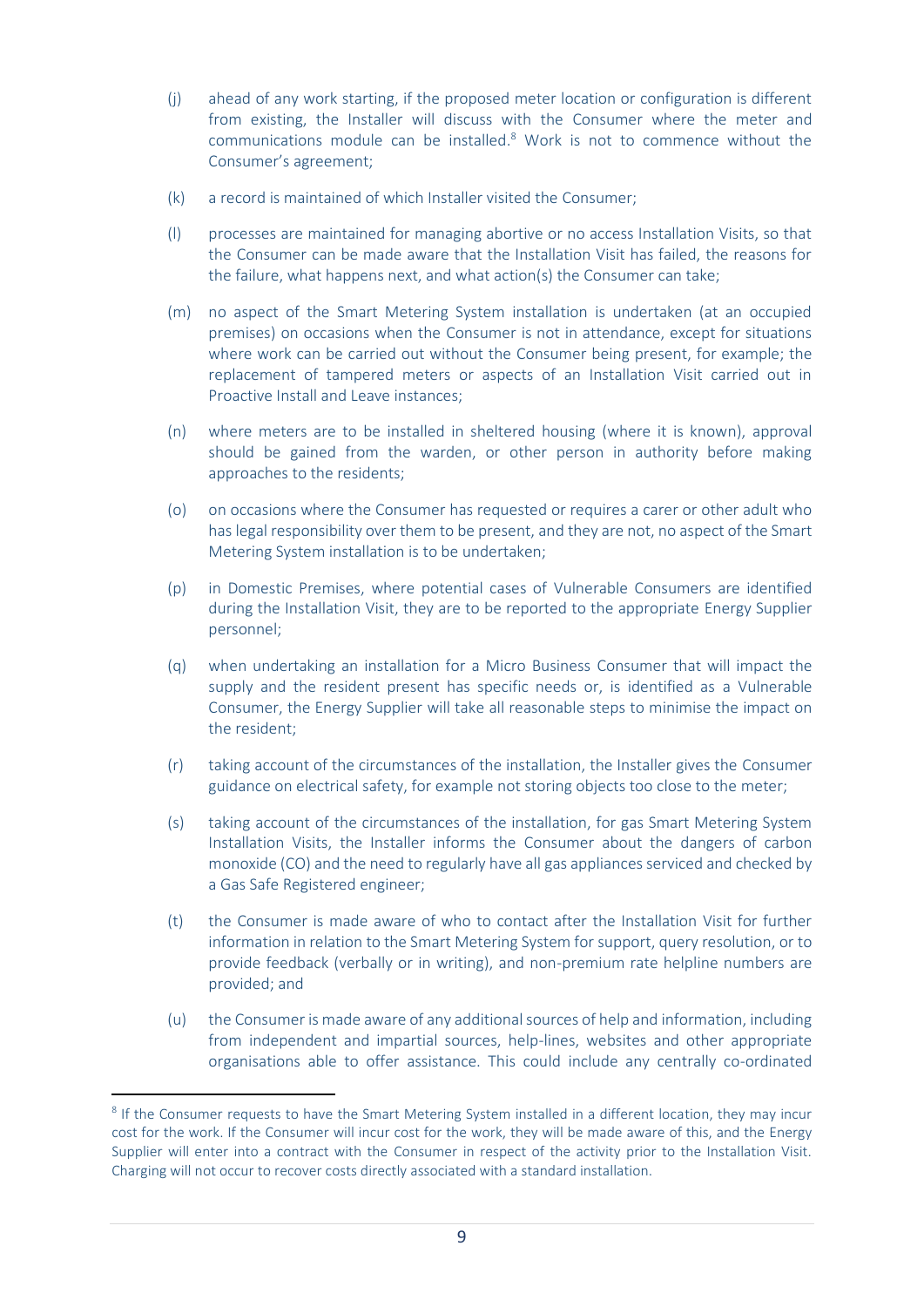(j) ahead of any work starting, if the proposed meter location or configuration is different from existing, the Installer will discuss with the Consumer where the meter and communications module can be installed.[8] Work is not to commence without the Consumer's agreement;

(k) a record is maintained of which Installer visited the Consumer;

(l) processes are maintained for managing abortive or no access Installation Visits, so that the Consumer can be made aware that the Installation Visit has failed, the reasons for the failure, what happens next, and what action(s) the Consumer can take;

(m) no aspect of the Smart Metering System installation is undertaken (at an occupied premises) on occasions when the Consumer is not in attendance, except for situations where work can be carried out without the Consumer being present, for example; the replacement of tampered meters or aspects of an Installation Visit carried out in Proactive Install and Leave instances;

(n) where meters are to be installed in sheltered housing (where it is known), approval should be gained from the warden, or other person in authority before making approaches to the residents;

(o) on occasions where the Consumer has requested or requires a carer or other adult who has legal responsibility over them to be present, and they are not, no aspect of the Smart Metering System installation is to be undertaken;

(p) in Domestic Premises, where potential cases of Vulnerable Consumers are identified during the Installation Visit, they are to be reported to the appropriate Energy Supplier personnel;

(q) when undertaking an installation for a Micro Business Consumer that will impact the supply and the resident present has specific needs or, is identified as a Vulnerable Consumer, the Energy Supplier will take all reasonable steps to minimise the impact on the resident;

(r) taking account of the circumstances of the installation, the Installer gives the Consumer guidance on electrical safety, for example not storing objects too close to the meter;

(s) taking account of the circumstances of the installation, for gas Smart Metering System Installation Visits, the Installer informs the Consumer about the dangers of carbon monoxide (CO) and the need to regularly have all gas appliances serviced and checked by a Gas Safe Registered engineer;

(t) the Consumer is made aware of who to contact after the Installation Visit for further information in relation to the Smart Metering System for support, query resolution, or to provide feedback (verbally or in writing), and non-premium rate helpline numbers are provided; and

(u) the Consumer is made aware of any additional sources of help and information, including from independent and impartial sources, help-lines, websites and other appropriate organisations able to offer assistance. This could include any centrally co-ordinated

---

[8] If the Consumer requests to have the Smart Metering System installed in a different location, they may incur cost for the work. If the Consumer will incur cost for the work, they will be made aware of this, and the Energy Supplier will enter into a contract with the Consumer in respect of the activity prior to the Installation Visit. Charging will not occur to recover costs directly associated with a standard installation.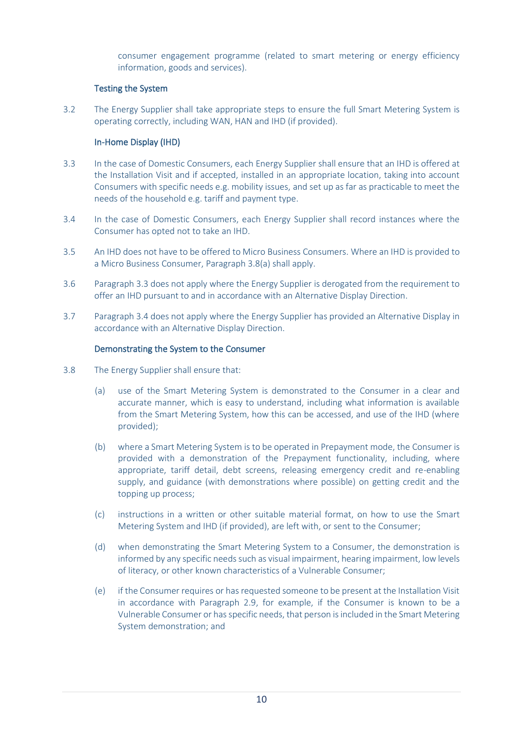consumer engagement programme (related to smart metering or energy efficiency information, goods and services).

### Testing the System

3.2 The Energy Supplier shall take appropriate steps to ensure the full Smart Metering System is operating correctly, including WAN, HAN and IHD (if provided).

### In-Home Display (IHD)

3.3 In the case of Domestic Consumers, each Energy Supplier shall ensure that an IHD is offered at the Installation Visit and if accepted, installed in an appropriate location, taking into account Consumers with specific needs e.g. mobility issues, and set up as far as practicable to meet the needs of the household e.g. tariff and payment type.

3.4 In the case of Domestic Consumers, each Energy Supplier shall record instances where the Consumer has opted not to take an IHD.

3.5 An IHD does not have to be offered to Micro Business Consumers. Where an IHD is provided to a Micro Business Consumer, Paragraph 3.8(a) shall apply.

3.6 Paragraph 3.3 does not apply where the Energy Supplier is derogated from the requirement to offer an IHD pursuant to and in accordance with an Alternative Display Direction.

3.7 Paragraph 3.4 does not apply where the Energy Supplier has provided an Alternative Display in accordance with an Alternative Display Direction.

### Demonstrating the System to the Consumer

3.8 The Energy Supplier shall ensure that:

(a) use of the Smart Metering System is demonstrated to the Consumer in a clear and accurate manner, which is easy to understand, including what information is available from the Smart Metering System, how this can be accessed, and use of the IHD (where provided);

(b) where a Smart Metering System is to be operated in Prepayment mode, the Consumer is provided with a demonstration of the Prepayment functionality, including, where appropriate, tariff detail, debt screens, releasing emergency credit and re-enabling supply, and guidance (with demonstrations where possible) on getting credit and the topping up process;

(c) instructions in a written or other suitable material format, on how to use the Smart Metering System and IHD (if provided), are left with, or sent to the Consumer;

(d) when demonstrating the Smart Metering System to a Consumer, the demonstration is informed by any specific needs such as visual impairment, hearing impairment, low levels of literacy, or other known characteristics of a Vulnerable Consumer;

(e) if the Consumer requires or has requested someone to be present at the Installation Visit in accordance with Paragraph 2.9, for example, if the Consumer is known to be a Vulnerable Consumer or has specific needs, that person is included in the Smart Metering System demonstration; and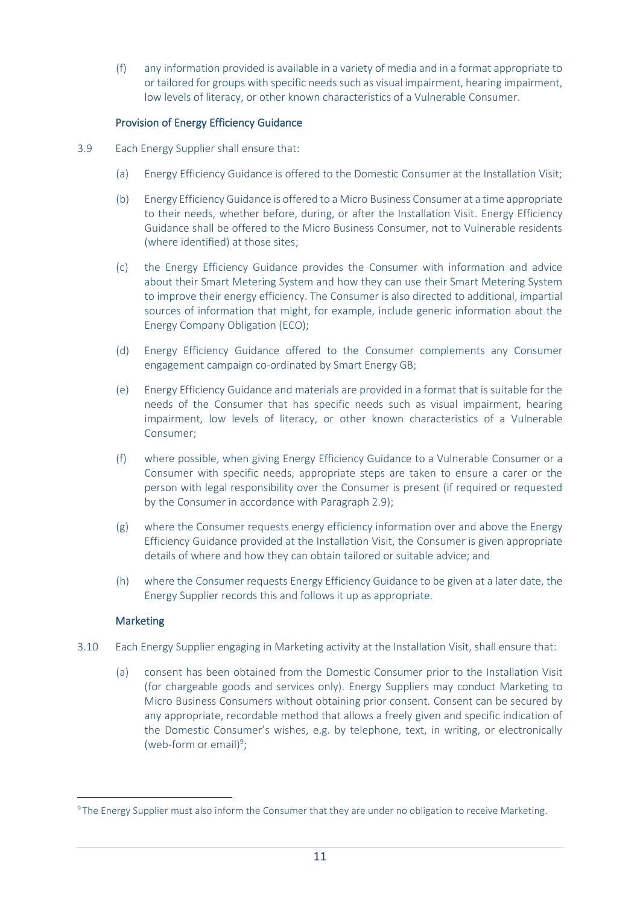(f) any information provided is available in a variety of media and in a format appropriate to or tailored for groups with specific needs such as visual impairment, hearing impairment, low levels of literacy, or other known characteristics of a Vulnerable Consumer.

### Provision of Energy Efficiency Guidance

3.9 Each Energy Supplier shall ensure that:

(a) Energy Efficiency Guidance is offered to the Domestic Consumer at the Installation Visit;

(b) Energy Efficiency Guidance is offered to a Micro Business Consumer at a time appropriate to their needs, whether before, during, or after the Installation Visit. Energy Efficiency Guidance shall be offered to the Micro Business Consumer, not to Vulnerable residents (where identified) at those sites;

(c) the Energy Efficiency Guidance provides the Consumer with information and advice about their Smart Metering System and how they can use their Smart Metering System to improve their energy efficiency. The Consumer is also directed to additional, impartial sources of information that might, for example, include generic information about the Energy Company Obligation (ECO);

(d) Energy Efficiency Guidance offered to the Consumer complements any Consumer engagement campaign co-ordinated by Smart Energy GB;

(e) Energy Efficiency Guidance and materials are provided in a format that is suitable for the needs of the Consumer that has specific needs such as visual impairment, hearing impairment, low levels of literacy, or other known characteristics of a Vulnerable Consumer;

(f) where possible, when giving Energy Efficiency Guidance to a Vulnerable Consumer or a Consumer with specific needs, appropriate steps are taken to ensure a carer or the person with legal responsibility over the Consumer is present (if required or requested by the Consumer in accordance with Paragraph 2.9);

(g) where the Consumer requests energy efficiency information over and above the Energy Efficiency Guidance provided at the Installation Visit, the Consumer is given appropriate details of where and how they can obtain tailored or suitable advice; and

(h) where the Consumer requests Energy Efficiency Guidance to be given at a later date, the Energy Supplier records this and follows it up as appropriate.

### Marketing

3.10 Each Energy Supplier engaging in Marketing activity at the Installation Visit, shall ensure that:

(a) consent has been obtained from the Domestic Consumer prior to the Installation Visit (for chargeable goods and services only). Energy Suppliers may conduct Marketing to Micro Business Consumers without obtaining prior consent. Consent can be secured by any appropriate, recordable method that allows a freely given and specific indication of the Domestic Consumer's wishes, e.g. by telephone, text, in writing, or electronically (web-form or email)[9];

[9] The Energy Supplier must also inform the Consumer that they are under no obligation to receive Marketing.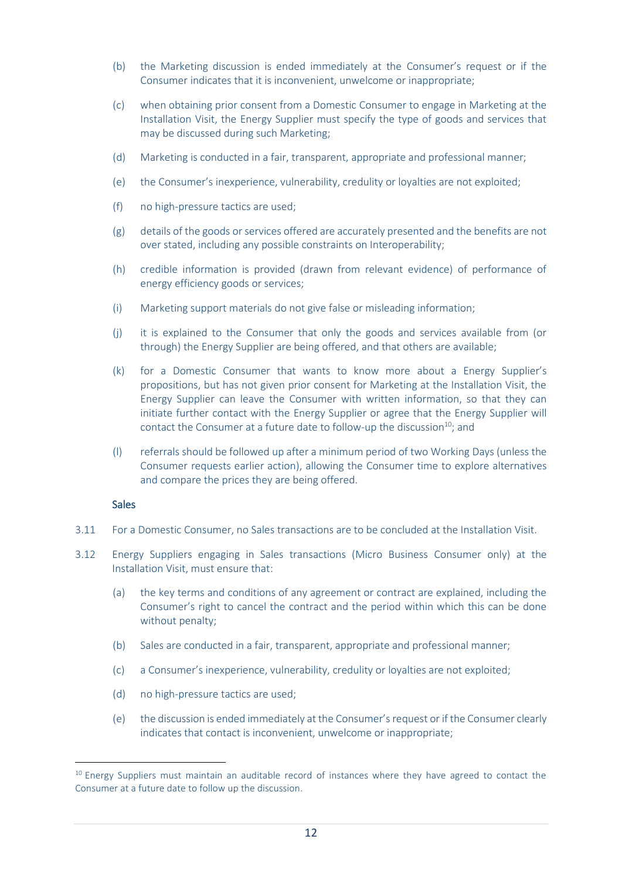(b) the Marketing discussion is ended immediately at the Consumer's request or if the Consumer indicates that it is inconvenient, unwelcome or inappropriate;

(c) when obtaining prior consent from a Domestic Consumer to engage in Marketing at the Installation Visit, the Energy Supplier must specify the type of goods and services that may be discussed during such Marketing;

(d) Marketing is conducted in a fair, transparent, appropriate and professional manner;

(e) the Consumer's inexperience, vulnerability, credulity or loyalties are not exploited;

(f) no high-pressure tactics are used;

(g) details of the goods or services offered are accurately presented and the benefits are not over stated, including any possible constraints on Interoperability;

(h) credible information is provided (drawn from relevant evidence) of performance of energy efficiency goods or services;

(i) Marketing support materials do not give false or misleading information;

(j) it is explained to the Consumer that only the goods and services available from (or through) the Energy Supplier are being offered, and that others are available;

(k) for a Domestic Consumer that wants to know more about a Energy Supplier's propositions, but has not given prior consent for Marketing at the Installation Visit, the Energy Supplier can leave the Consumer with written information, so that they can initiate further contact with the Energy Supplier or agree that the Energy Supplier will contact the Consumer at a future date to follow-up the discussion[10]; and

(l) referrals should be followed up after a minimum period of two Working Days (unless the Consumer requests earlier action), allowing the Consumer time to explore alternatives and compare the prices they are being offered.

### Sales

3.11 For a Domestic Consumer, no Sales transactions are to be concluded at the Installation Visit.

3.12 Energy Suppliers engaging in Sales transactions (Micro Business Consumer only) at the Installation Visit, must ensure that:

(a) the key terms and conditions of any agreement or contract are explained, including the Consumer's right to cancel the contract and the period within which this can be done without penalty;

(b) Sales are conducted in a fair, transparent, appropriate and professional manner;

(c) a Consumer's inexperience, vulnerability, credulity or loyalties are not exploited;

(d) no high-pressure tactics are used;

(e) the discussion is ended immediately at the Consumer's request or if the Consumer clearly indicates that contact is inconvenient, unwelcome or inappropriate;

---

[10] Energy Suppliers must maintain an auditable record of instances where they have agreed to contact the Consumer at a future date to follow up the discussion.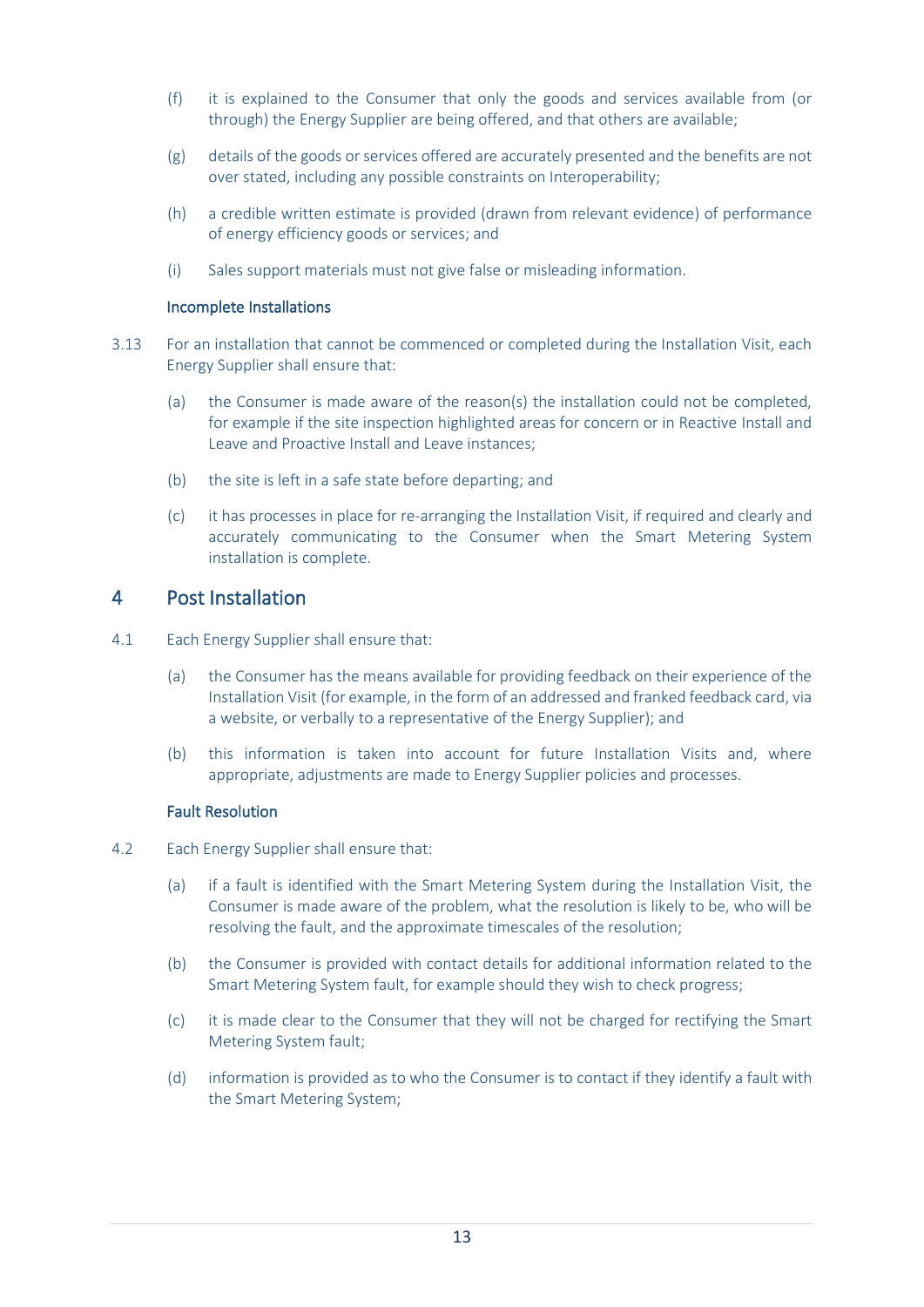(f) it is explained to the Consumer that only the goods and services available from (or through) the Energy Supplier are being offered, and that others are available;

(g) details of the goods or services offered are accurately presented and the benefits are not over stated, including any possible constraints on Interoperability;

(h) a credible written estimate is provided (drawn from relevant evidence) of performance of energy efficiency goods or services; and

(i) Sales support materials must not give false or misleading information.

### Incomplete Installations

3.13 For an installation that cannot be commenced or completed during the Installation Visit, each Energy Supplier shall ensure that:

(a) the Consumer is made aware of the reason(s) the installation could not be completed, for example if the site inspection highlighted areas for concern or in Reactive Install and Leave and Proactive Install and Leave instances;

(b) the site is left in a safe state before departing; and

(c) it has processes in place for re-arranging the Installation Visit, if required and clearly and accurately communicating to the Consumer when the Smart Metering System installation is complete.

## 4 Post Installation

4.1 Each Energy Supplier shall ensure that:

(a) the Consumer has the means available for providing feedback on their experience of the Installation Visit (for example, in the form of an addressed and franked feedback card, via a website, or verbally to a representative of the Energy Supplier); and

(b) this information is taken into account for future Installation Visits and, where appropriate, adjustments are made to Energy Supplier policies and processes.

### Fault Resolution

4.2 Each Energy Supplier shall ensure that:

(a) if a fault is identified with the Smart Metering System during the Installation Visit, the Consumer is made aware of the problem, what the resolution is likely to be, who will be resolving the fault, and the approximate timescales of the resolution;

(b) the Consumer is provided with contact details for additional information related to the Smart Metering System fault, for example should they wish to check progress;

(c) it is made clear to the Consumer that they will not be charged for rectifying the Smart Metering System fault;

(d) information is provided as to who the Consumer is to contact if they identify a fault with the Smart Metering System;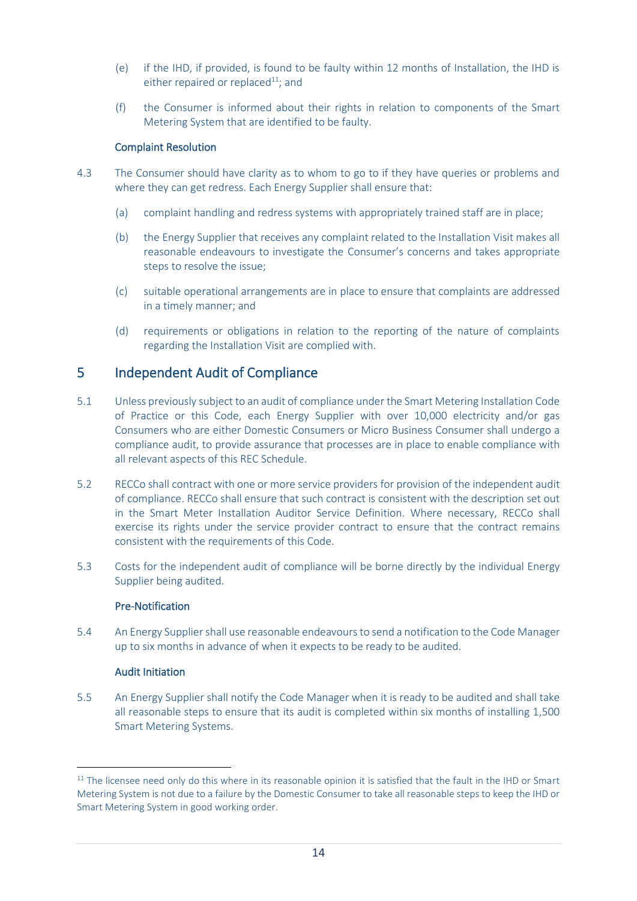(e) if the IHD, if provided, is found to be faulty within 12 months of Installation, the IHD is either repaired or replaced[11]; and

(f) the Consumer is informed about their rights in relation to components of the Smart Metering System that are identified to be faulty.

### Complaint Resolution

4.3 The Consumer should have clarity as to whom to go to if they have queries or problems and where they can get redress. Each Energy Supplier shall ensure that:

(a) complaint handling and redress systems with appropriately trained staff are in place;

(b) the Energy Supplier that receives any complaint related to the Installation Visit makes all reasonable endeavours to investigate the Consumer's concerns and takes appropriate steps to resolve the issue;

(c) suitable operational arrangements are in place to ensure that complaints are addressed in a timely manner; and

(d) requirements or obligations in relation to the reporting of the nature of complaints regarding the Installation Visit are complied with.

## 5 Independent Audit of Compliance

5.1 Unless previously subject to an audit of compliance under the Smart Metering Installation Code of Practice or this Code, each Energy Supplier with over 10,000 electricity and/or gas Consumers who are either Domestic Consumers or Micro Business Consumer shall undergo a compliance audit, to provide assurance that processes are in place to enable compliance with all relevant aspects of this REC Schedule.

5.2 RECCo shall contract with one or more service providers for provision of the independent audit of compliance. RECCo shall ensure that such contract is consistent with the description set out in the Smart Meter Installation Auditor Service Definition. Where necessary, RECCo shall exercise its rights under the service provider contract to ensure that the contract remains consistent with the requirements of this Code.

5.3 Costs for the independent audit of compliance will be borne directly by the individual Energy Supplier being audited.

### Pre-Notification

5.4 An Energy Supplier shall use reasonable endeavours to send a notification to the Code Manager up to six months in advance of when it expects to be ready to be audited.

### Audit Initiation

5.5 An Energy Supplier shall notify the Code Manager when it is ready to be audited and shall take all reasonable steps to ensure that its audit is completed within six months of installing 1,500 Smart Metering Systems.

---

[11] The licensee need only do this where in its reasonable opinion it is satisfied that the fault in the IHD or Smart Metering System is not due to a failure by the Domestic Consumer to take all reasonable steps to keep the IHD or Smart Metering System in good working order.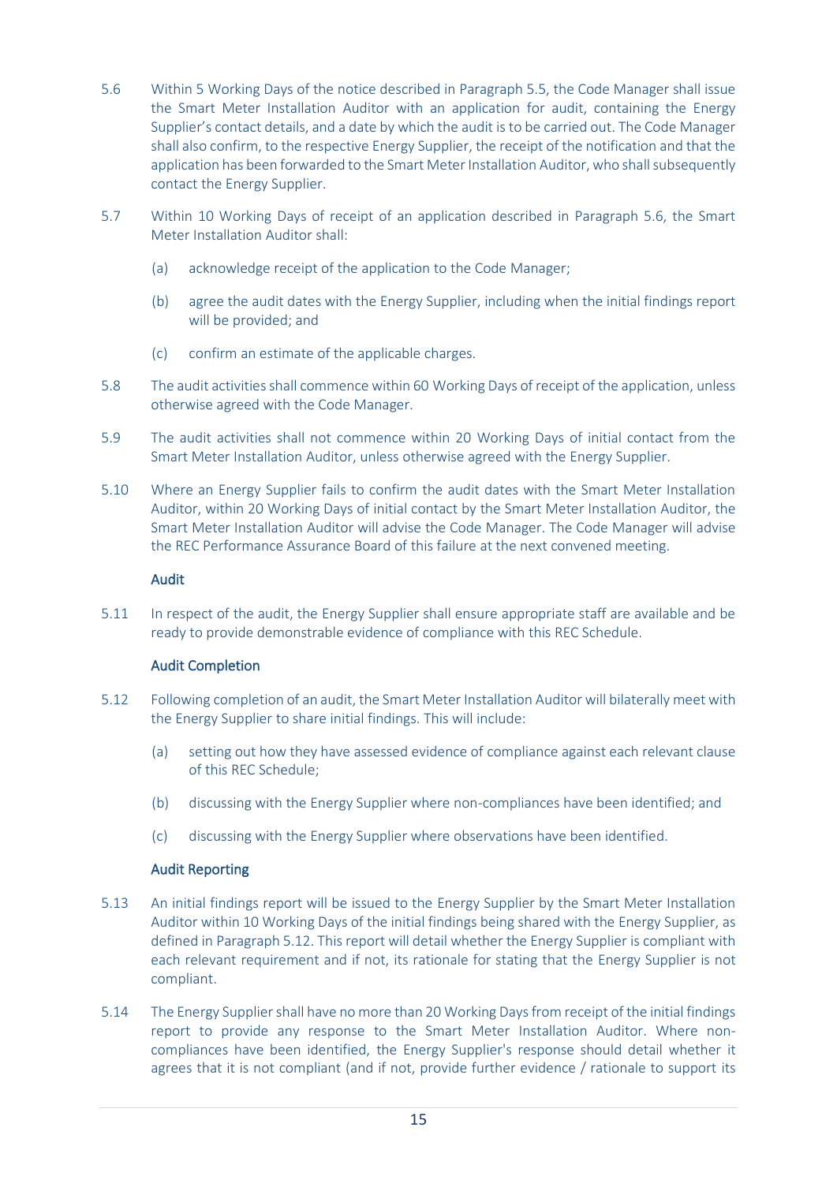5.6 Within 5 Working Days of the notice described in Paragraph 5.5, the Code Manager shall issue the Smart Meter Installation Auditor with an application for audit, containing the Energy Supplier's contact details, and a date by which the audit is to be carried out. The Code Manager shall also confirm, to the respective Energy Supplier, the receipt of the notification and that the application has been forwarded to the Smart Meter Installation Auditor, who shall subsequently contact the Energy Supplier.

5.7 Within 10 Working Days of receipt of an application described in Paragraph 5.6, the Smart Meter Installation Auditor shall:

(a) acknowledge receipt of the application to the Code Manager;

(b) agree the audit dates with the Energy Supplier, including when the initial findings report will be provided; and

(c) confirm an estimate of the applicable charges.

5.8 The audit activities shall commence within 60 Working Days of receipt of the application, unless otherwise agreed with the Code Manager.

5.9 The audit activities shall not commence within 20 Working Days of initial contact from the Smart Meter Installation Auditor, unless otherwise agreed with the Energy Supplier.

5.10 Where an Energy Supplier fails to confirm the audit dates with the Smart Meter Installation Auditor, within 20 Working Days of initial contact by the Smart Meter Installation Auditor, the Smart Meter Installation Auditor will advise the Code Manager. The Code Manager will advise the REC Performance Assurance Board of this failure at the next convened meeting.

### Audit

5.11 In respect of the audit, the Energy Supplier shall ensure appropriate staff are available and be ready to provide demonstrable evidence of compliance with this REC Schedule.

### Audit Completion

5.12 Following completion of an audit, the Smart Meter Installation Auditor will bilaterally meet with the Energy Supplier to share initial findings. This will include:

(a) setting out how they have assessed evidence of compliance against each relevant clause of this REC Schedule;

(b) discussing with the Energy Supplier where non-compliances have been identified; and

(c) discussing with the Energy Supplier where observations have been identified.

### Audit Reporting

5.13 An initial findings report will be issued to the Energy Supplier by the Smart Meter Installation Auditor within 10 Working Days of the initial findings being shared with the Energy Supplier, as defined in Paragraph 5.12. This report will detail whether the Energy Supplier is compliant with each relevant requirement and if not, its rationale for stating that the Energy Supplier is not compliant.

5.14 The Energy Supplier shall have no more than 20 Working Days from receipt of the initial findings report to provide any response to the Smart Meter Installation Auditor. Where non-compliances have been identified, the Energy Supplier's response should detail whether it agrees that it is not compliant (and if not, provide further evidence / rationale to support its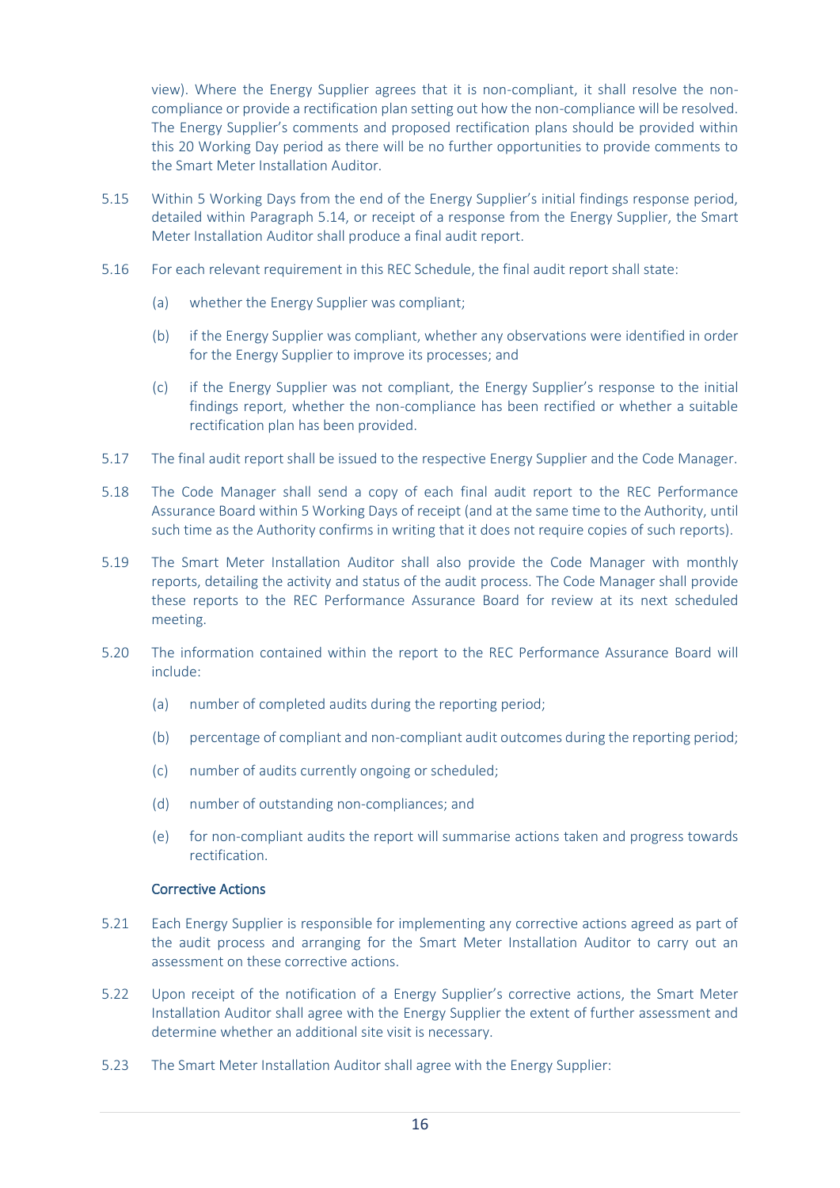view). Where the Energy Supplier agrees that it is non-compliant, it shall resolve the non-compliance or provide a rectification plan setting out how the non-compliance will be resolved. The Energy Supplier's comments and proposed rectification plans should be provided within this 20 Working Day period as there will be no further opportunities to provide comments to the Smart Meter Installation Auditor.

5.15 Within 5 Working Days from the end of the Energy Supplier's initial findings response period, detailed within Paragraph 5.14, or receipt of a response from the Energy Supplier, the Smart Meter Installation Auditor shall produce a final audit report.

5.16 For each relevant requirement in this REC Schedule, the final audit report shall state:

(a) whether the Energy Supplier was compliant;

(b) if the Energy Supplier was compliant, whether any observations were identified in order for the Energy Supplier to improve its processes; and

(c) if the Energy Supplier was not compliant, the Energy Supplier's response to the initial findings report, whether the non-compliance has been rectified or whether a suitable rectification plan has been provided.

5.17 The final audit report shall be issued to the respective Energy Supplier and the Code Manager.

5.18 The Code Manager shall send a copy of each final audit report to the REC Performance Assurance Board within 5 Working Days of receipt (and at the same time to the Authority, until such time as the Authority confirms in writing that it does not require copies of such reports).

5.19 The Smart Meter Installation Auditor shall also provide the Code Manager with monthly reports, detailing the activity and status of the audit process. The Code Manager shall provide these reports to the REC Performance Assurance Board for review at its next scheduled meeting.

5.20 The information contained within the report to the REC Performance Assurance Board will include:

(a) number of completed audits during the reporting period;

(b) percentage of compliant and non-compliant audit outcomes during the reporting period;

(c) number of audits currently ongoing or scheduled;

(d) number of outstanding non-compliances; and

(e) for non-compliant audits the report will summarise actions taken and progress towards rectification.

### Corrective Actions

5.21 Each Energy Supplier is responsible for implementing any corrective actions agreed as part of the audit process and arranging for the Smart Meter Installation Auditor to carry out an assessment on these corrective actions.

5.22 Upon receipt of the notification of a Energy Supplier's corrective actions, the Smart Meter Installation Auditor shall agree with the Energy Supplier the extent of further assessment and determine whether an additional site visit is necessary.

5.23 The Smart Meter Installation Auditor shall agree with the Energy Supplier: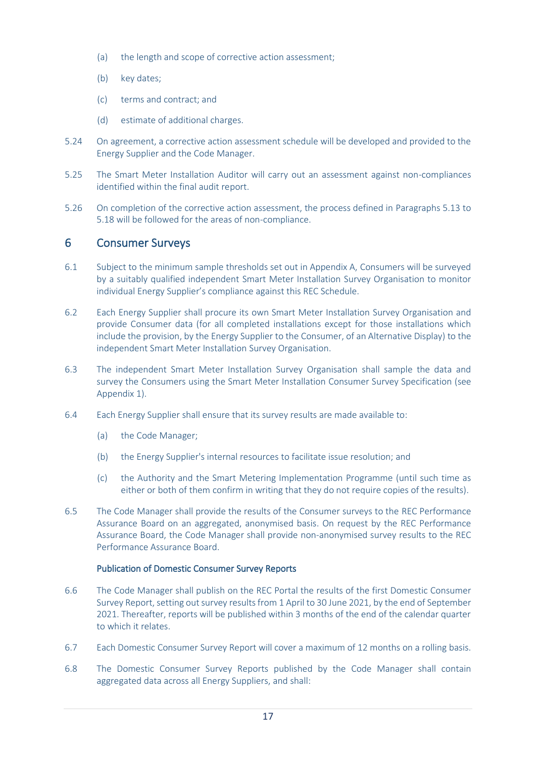(a) the length and scope of corrective action assessment;

(b) key dates;

(c) terms and contract; and

(d) estimate of additional charges.

5.24 On agreement, a corrective action assessment schedule will be developed and provided to the Energy Supplier and the Code Manager.

5.25 The Smart Meter Installation Auditor will carry out an assessment against non-compliances identified within the final audit report.

5.26 On completion of the corrective action assessment, the process defined in Paragraphs 5.13 to 5.18 will be followed for the areas of non-compliance.

## 6 Consumer Surveys

6.1 Subject to the minimum sample thresholds set out in Appendix A, Consumers will be surveyed by a suitably qualified independent Smart Meter Installation Survey Organisation to monitor individual Energy Supplier's compliance against this REC Schedule.

6.2 Each Energy Supplier shall procure its own Smart Meter Installation Survey Organisation and provide Consumer data (for all completed installations except for those installations which include the provision, by the Energy Supplier to the Consumer, of an Alternative Display) to the independent Smart Meter Installation Survey Organisation.

6.3 The independent Smart Meter Installation Survey Organisation shall sample the data and survey the Consumers using the Smart Meter Installation Consumer Survey Specification (see Appendix 1).

6.4 Each Energy Supplier shall ensure that its survey results are made available to:

(a) the Code Manager;

(b) the Energy Supplier's internal resources to facilitate issue resolution; and

(c) the Authority and the Smart Metering Implementation Programme (until such time as either or both of them confirm in writing that they do not require copies of the results).

6.5 The Code Manager shall provide the results of the Consumer surveys to the REC Performance Assurance Board on an aggregated, anonymised basis. On request by the REC Performance Assurance Board, the Code Manager shall provide non-anonymised survey results to the REC Performance Assurance Board.

### Publication of Domestic Consumer Survey Reports

6.6 The Code Manager shall publish on the REC Portal the results of the first Domestic Consumer Survey Report, setting out survey results from 1 April to 30 June 2021, by the end of September 2021. Thereafter, reports will be published within 3 months of the end of the calendar quarter to which it relates.

6.7 Each Domestic Consumer Survey Report will cover a maximum of 12 months on a rolling basis.

6.8 The Domestic Consumer Survey Reports published by the Code Manager shall contain aggregated data across all Energy Suppliers, and shall: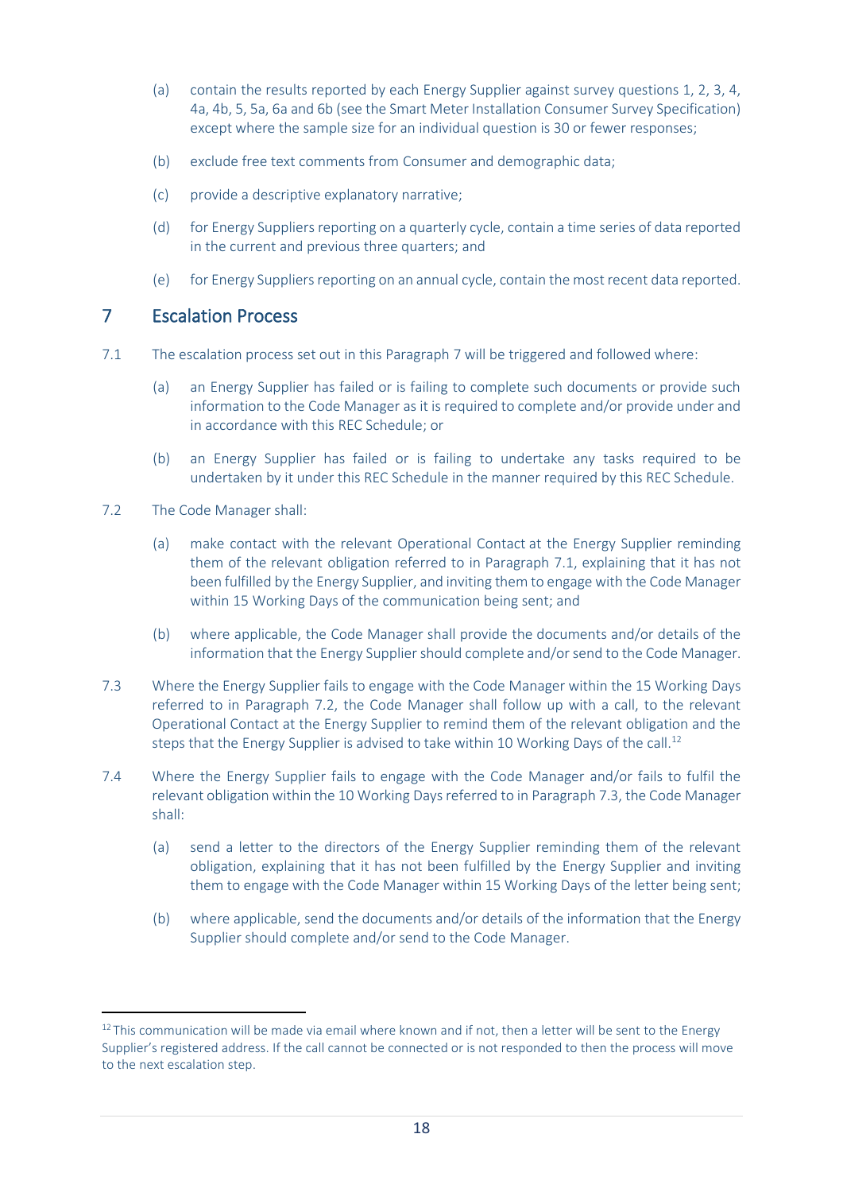(a) contain the results reported by each Energy Supplier against survey questions 1, 2, 3, 4, 4a, 4b, 5, 5a, 6a and 6b (see the Smart Meter Installation Consumer Survey Specification) except where the sample size for an individual question is 30 or fewer responses;

(b) exclude free text comments from Consumer and demographic data;

(c) provide a descriptive explanatory narrative;

(d) for Energy Suppliers reporting on a quarterly cycle, contain a time series of data reported in the current and previous three quarters; and

(e) for Energy Suppliers reporting on an annual cycle, contain the most recent data reported.

## 7 Escalation Process

7.1 The escalation process set out in this Paragraph 7 will be triggered and followed where:

(a) an Energy Supplier has failed or is failing to complete such documents or provide such information to the Code Manager as it is required to complete and/or provide under and in accordance with this REC Schedule; or

(b) an Energy Supplier has failed or is failing to undertake any tasks required to be undertaken by it under this REC Schedule in the manner required by this REC Schedule.

7.2 The Code Manager shall:

(a) make contact with the relevant Operational Contact at the Energy Supplier reminding them of the relevant obligation referred to in Paragraph 7.1, explaining that it has not been fulfilled by the Energy Supplier, and inviting them to engage with the Code Manager within 15 Working Days of the communication being sent; and

(b) where applicable, the Code Manager shall provide the documents and/or details of the information that the Energy Supplier should complete and/or send to the Code Manager.

7.3 Where the Energy Supplier fails to engage with the Code Manager within the 15 Working Days referred to in Paragraph 7.2, the Code Manager shall follow up with a call, to the relevant Operational Contact at the Energy Supplier to remind them of the relevant obligation and the steps that the Energy Supplier is advised to take within 10 Working Days of the call.[12]

7.4 Where the Energy Supplier fails to engage with the Code Manager and/or fails to fulfil the relevant obligation within the 10 Working Days referred to in Paragraph 7.3, the Code Manager shall:

(a) send a letter to the directors of the Energy Supplier reminding them of the relevant obligation, explaining that it has not been fulfilled by the Energy Supplier and inviting them to engage with the Code Manager within 15 Working Days of the letter being sent;

(b) where applicable, send the documents and/or details of the information that the Energy Supplier should complete and/or send to the Code Manager.

---

[12] This communication will be made via email where known and if not, then a letter will be sent to the Energy Supplier's registered address. If the call cannot be connected or is not responded to then the process will move to the next escalation step.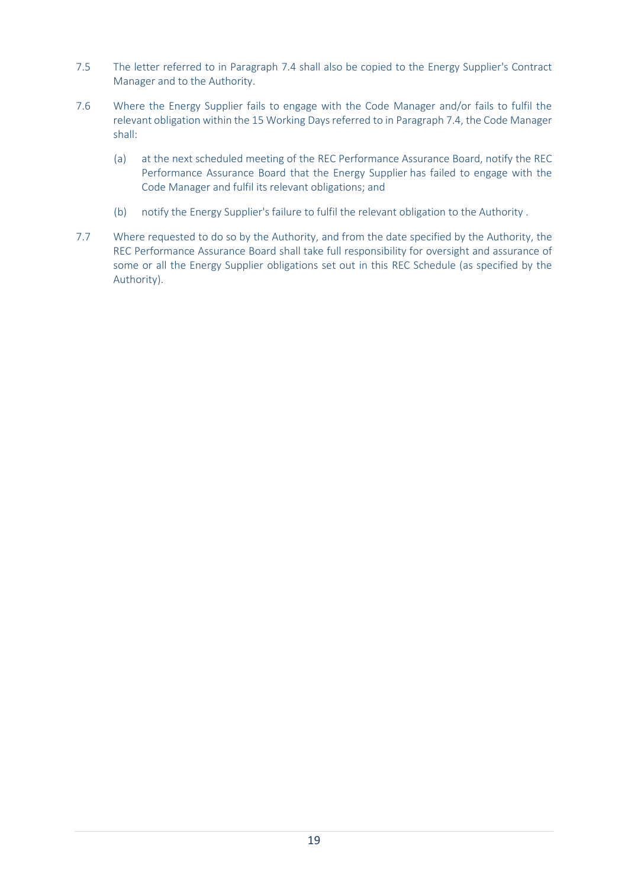7.5 The letter referred to in Paragraph 7.4 shall also be copied to the Energy Supplier's Contract Manager and to the Authority.

7.6 Where the Energy Supplier fails to engage with the Code Manager and/or fails to fulfil the relevant obligation within the 15 Working Days referred to in Paragraph 7.4, the Code Manager shall:

(a) at the next scheduled meeting of the REC Performance Assurance Board, notify the REC Performance Assurance Board that the Energy Supplier has failed to engage with the Code Manager and fulfil its relevant obligations; and

(b) notify the Energy Supplier's failure to fulfil the relevant obligation to the Authority .

7.7 Where requested to do so by the Authority, and from the date specified by the Authority, the REC Performance Assurance Board shall take full responsibility for oversight and assurance of some or all the Energy Supplier obligations set out in this REC Schedule (as specified by the Authority).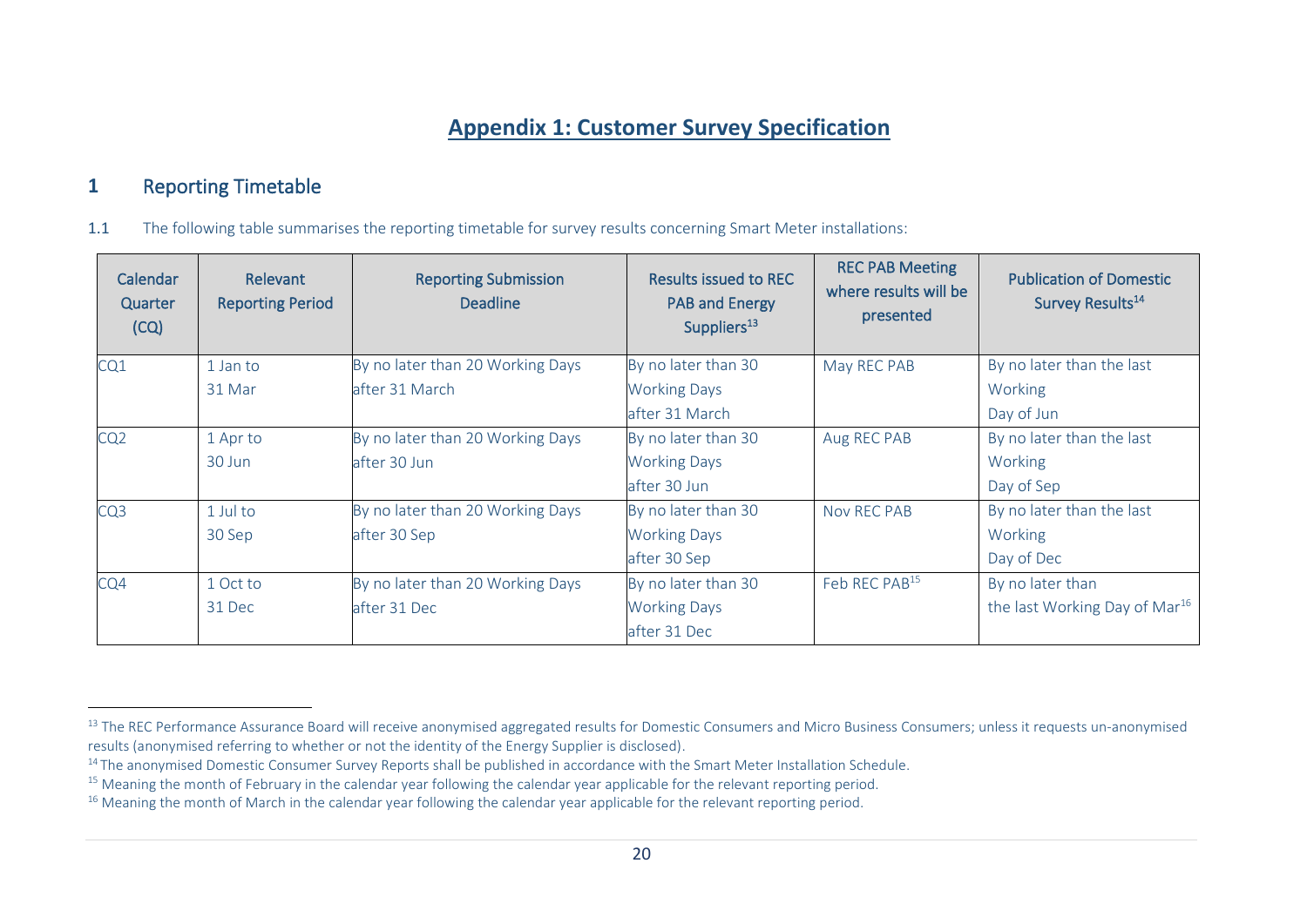# Appendix 1: Customer Survey Specification

## 1 Reporting Timetable

1.1 The following table summarises the reporting timetable for survey results concerning Smart Meter installations:

| Calendar Quarter (CQ) | Relevant Reporting Period | Reporting Submission Deadline | Results issued to REC PAB and Energy Suppliers[13] | REC PAB Meeting where results will be presented | Publication of Domestic Survey Results[14] |
|---|---|---|---|---|---|
| CQ1 | 1 Jan to 31 Mar | By no later than 20 Working Days after 31 March | By no later than 30 Working Days after 31 March | May REC PAB | By no later than the last Working Day of Jun |
| CQ2 | 1 Apr to 30 Jun | By no later than 20 Working Days after 30 Jun | By no later than 30 Working Days after 30 Jun | Aug REC PAB | By no later than the last Working Day of Sep |
| CQ3 | 1 Jul to 30 Sep | By no later than 20 Working Days after 30 Sep | By no later than 30 Working Days after 30 Sep | Nov REC PAB | By no later than the last Working Day of Dec |
| CQ4 | 1 Oct to 31 Dec | By no later than 20 Working Days after 31 Dec | By no later than 30 Working Days after 31 Dec | Feb REC PAB[15] | By no later than the last Working Day of Mar[16] |

---

[13] The REC Performance Assurance Board will receive anonymised aggregated results for Domestic Consumers and Micro Business Consumers; unless it requests un-anonymised results (anonymised referring to whether or not the identity of the Energy Supplier is disclosed).

[14] The anonymised Domestic Consumer Survey Reports shall be published in accordance with the Smart Meter Installation Schedule.

[15] Meaning the month of February in the calendar year following the calendar year applicable for the relevant reporting period.

[16] Meaning the month of March in the calendar year following the calendar year applicable for the relevant reporting period.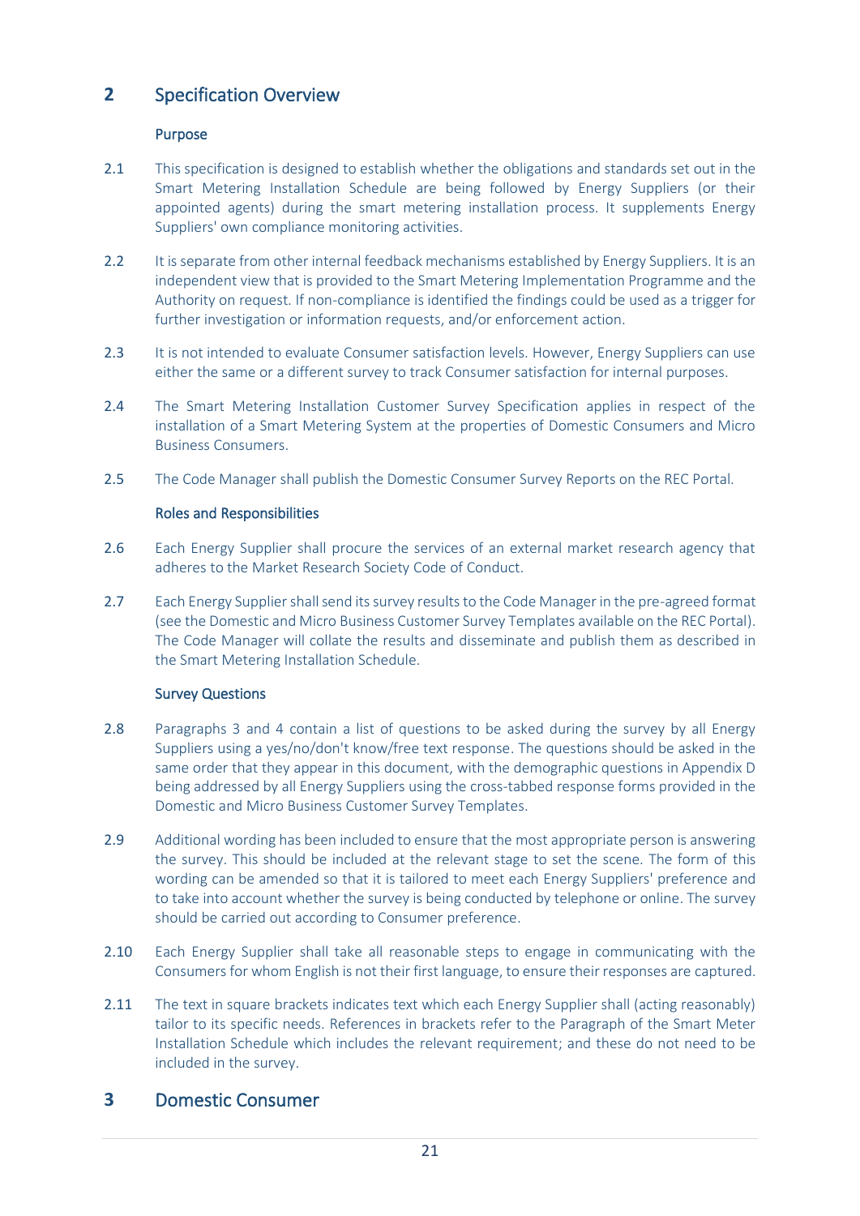## 2 Specification Overview

### Purpose

2.1 This specification is designed to establish whether the obligations and standards set out in the Smart Metering Installation Schedule are being followed by Energy Suppliers (or their appointed agents) during the smart metering installation process. It supplements Energy Suppliers' own compliance monitoring activities.

2.2 It is separate from other internal feedback mechanisms established by Energy Suppliers. It is an independent view that is provided to the Smart Metering Implementation Programme and the Authority on request. If non-compliance is identified the findings could be used as a trigger for further investigation or information requests, and/or enforcement action.

2.3 It is not intended to evaluate Consumer satisfaction levels. However, Energy Suppliers can use either the same or a different survey to track Consumer satisfaction for internal purposes.

2.4 The Smart Metering Installation Customer Survey Specification applies in respect of the installation of a Smart Metering System at the properties of Domestic Consumers and Micro Business Consumers.

2.5 The Code Manager shall publish the Domestic Consumer Survey Reports on the REC Portal.

### Roles and Responsibilities

2.6 Each Energy Supplier shall procure the services of an external market research agency that adheres to the Market Research Society Code of Conduct.

2.7 Each Energy Supplier shall send its survey results to the Code Manager in the pre-agreed format (see the Domestic and Micro Business Customer Survey Templates available on the REC Portal). The Code Manager will collate the results and disseminate and publish them as described in the Smart Metering Installation Schedule.

### Survey Questions

2.8 Paragraphs 3 and 4 contain a list of questions to be asked during the survey by all Energy Suppliers using a yes/no/don't know/free text response. The questions should be asked in the same order that they appear in this document, with the demographic questions in Appendix D being addressed by all Energy Suppliers using the cross-tabbed response forms provided in the Domestic and Micro Business Customer Survey Templates.

2.9 Additional wording has been included to ensure that the most appropriate person is answering the survey. This should be included at the relevant stage to set the scene. The form of this wording can be amended so that it is tailored to meet each Energy Suppliers' preference and to take into account whether the survey is being conducted by telephone or online. The survey should be carried out according to Consumer preference.

2.10 Each Energy Supplier shall take all reasonable steps to engage in communicating with the Consumers for whom English is not their first language, to ensure their responses are captured.

2.11 The text in square brackets indicates text which each Energy Supplier shall (acting reasonably) tailor to its specific needs. References in brackets refer to the Paragraph of the Smart Meter Installation Schedule which includes the relevant requirement; and these do not need to be included in the survey.

## 3 Domestic Consumer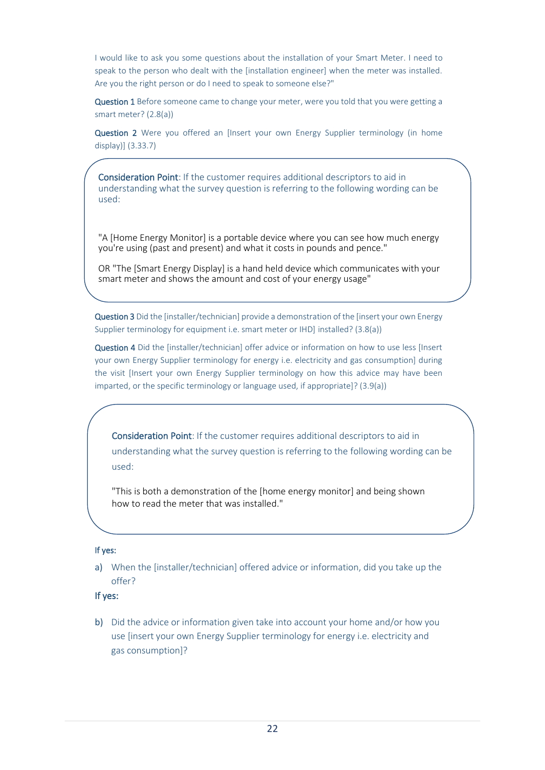I would like to ask you some questions about the installation of your Smart Meter. I need to speak to the person who dealt with the [installation engineer] when the meter was installed. Are you the right person or do I need to speak to someone else?"

**Question 1** Before someone came to change your meter, were you told that you were getting a smart meter? (2.8(a))

**Question 2** Were you offered an [Insert your own Energy Supplier terminology (in home display)] (3.33.7)

> **Consideration Point**: If the customer requires additional descriptors to aid in understanding what the survey question is referring to the following wording can be used:
>
> "A [Home Energy Monitor] is a portable device where you can see how much energy you're using (past and present) and what it costs in pounds and pence."
>
> OR "The [Smart Energy Display] is a hand held device which communicates with your smart meter and shows the amount and cost of your energy usage"

**Question 3** Did the [installer/technician] provide a demonstration of the [insert your own Energy Supplier terminology for equipment i.e. smart meter or IHD] installed? (3.8(a))

**Question 4** Did the [installer/technician] offer advice or information on how to use less [Insert your own Energy Supplier terminology for energy i.e. electricity and gas consumption] during the visit [Insert your own Energy Supplier terminology on how this advice may have been imparted, or the specific terminology or language used, if appropriate]? (3.9(a))

> **Consideration Point**: If the customer requires additional descriptors to aid in understanding what the survey question is referring to the following wording can be used:
>
> "This is both a demonstration of the [home energy monitor] and being shown how to read the meter that was installed."

**If yes:**

a) When the [installer/technician] offered advice or information, did you take up the offer?

**If yes:**

b) Did the advice or information given take into account your home and/or how you use [insert your own Energy Supplier terminology for energy i.e. electricity and gas consumption]?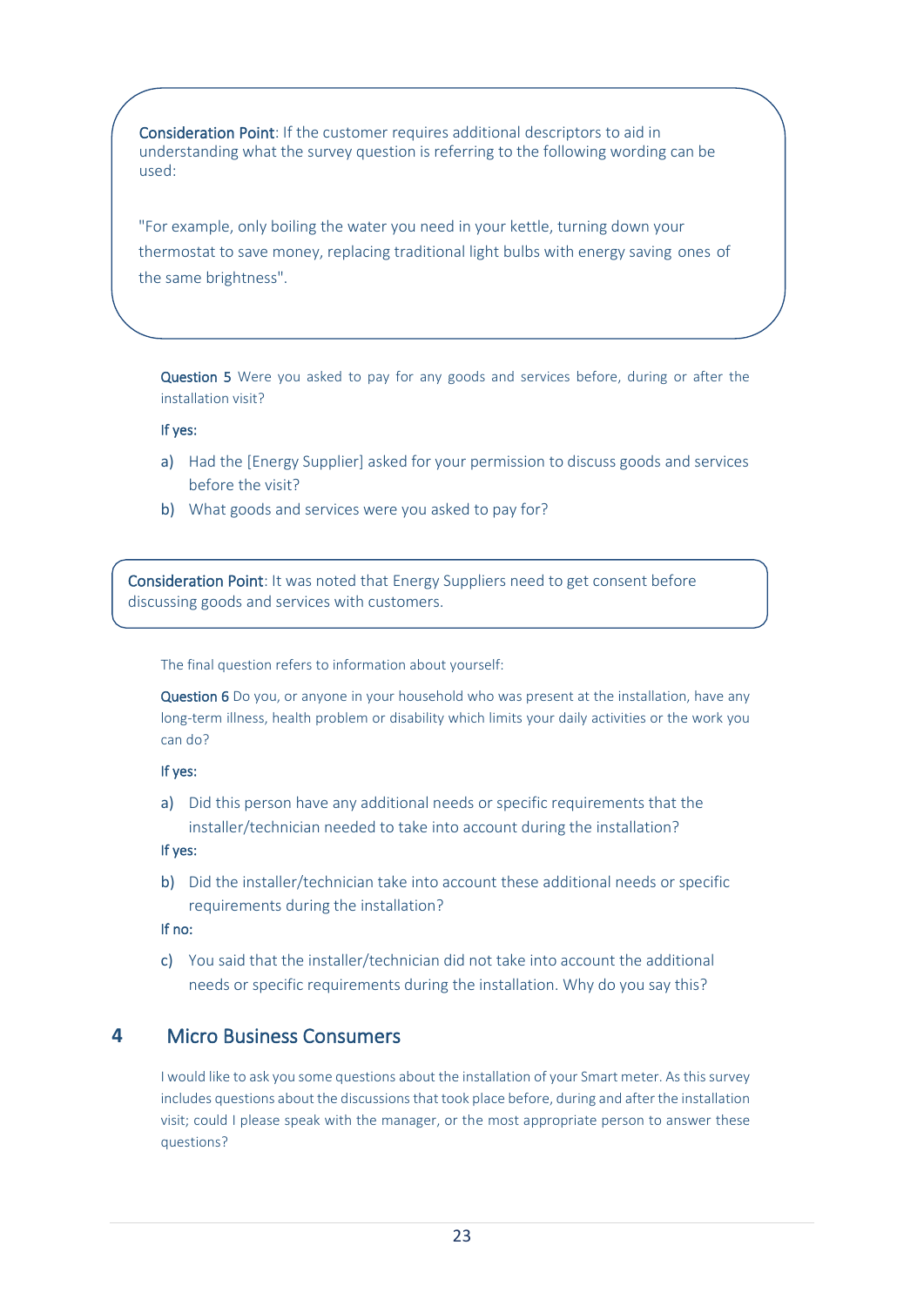**Consideration Point**: If the customer requires additional descriptors to aid in understanding what the survey question is referring to the following wording can be used:

"For example, only boiling the water you need in your kettle, turning down your thermostat to save money, replacing traditional light bulbs with energy saving ones of the same brightness".

**Question 5** Were you asked to pay for any goods and services before, during or after the installation visit?

If yes:

a) Had the [Energy Supplier] asked for your permission to discuss goods and services before the visit?
b) What goods and services were you asked to pay for?

**Consideration Point**: It was noted that Energy Suppliers need to get consent before discussing goods and services with customers.

The final question refers to information about yourself:

**Question 6** Do you, or anyone in your household who was present at the installation, have any long-term illness, health problem or disability which limits your daily activities or the work you can do?

If yes:

a) Did this person have any additional needs or specific requirements that the installer/technician needed to take into account during the installation?

If yes:

b) Did the installer/technician take into account these additional needs or specific requirements during the installation?

If no:

c) You said that the installer/technician did not take into account the additional needs or specific requirements during the installation. Why do you say this?

# 4 Micro Business Consumers

I would like to ask you some questions about the installation of your Smart meter. As this survey includes questions about the discussions that took place before, during and after the installation visit; could I please speak with the manager, or the most appropriate person to answer these questions?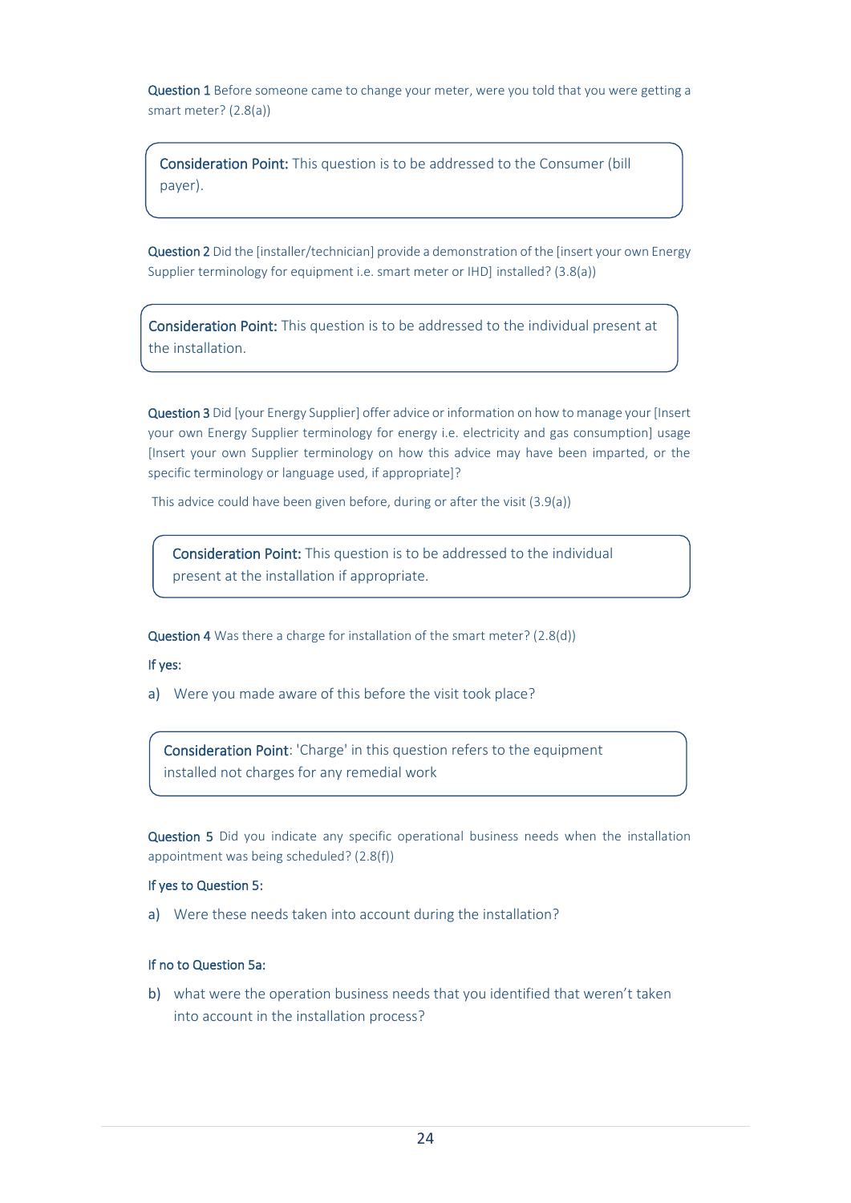**Question 1** Before someone came to change your meter, were you told that you were getting a smart meter? (2.8(a))

> **Consideration Point:** This question is to be addressed to the Consumer (bill payer).

**Question 2** Did the [installer/technician] provide a demonstration of the [insert your own Energy Supplier terminology for equipment i.e. smart meter or IHD] installed? (3.8(a))

> **Consideration Point:** This question is to be addressed to the individual present at the installation.

**Question 3** Did [your Energy Supplier] offer advice or information on how to manage your [Insert your own Energy Supplier terminology for energy i.e. electricity and gas consumption] usage [Insert your own Supplier terminology on how this advice may have been imparted, or the specific terminology or language used, if appropriate]?

This advice could have been given before, during or after the visit (3.9(a))

> **Consideration Point:** This question is to be addressed to the individual present at the installation if appropriate.

**Question 4** Was there a charge for installation of the smart meter? (2.8(d))

**If yes:**

a) Were you made aware of this before the visit took place?

> **Consideration Point**: 'Charge' in this question refers to the equipment installed not charges for any remedial work

**Question 5** Did you indicate any specific operational business needs when the installation appointment was being scheduled? (2.8(f))

**If yes to Question 5:**

a) Were these needs taken into account during the installation?

**If no to Question 5a:**

b) what were the operation business needs that you identified that weren't taken into account in the installation process?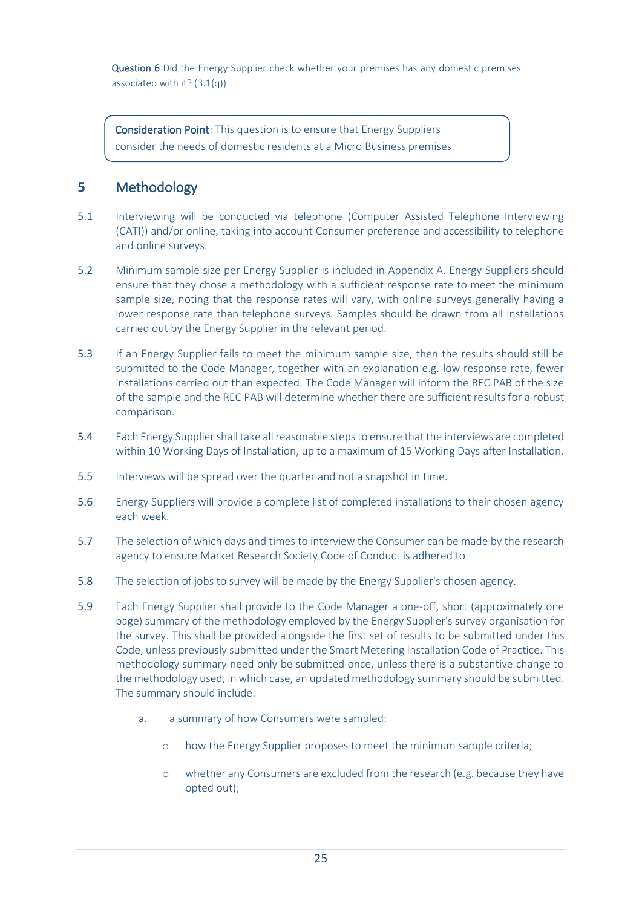**Question 6** Did the Energy Supplier check whether your premises has any domestic premises associated with it? (3.1(q))

> **Consideration Point**: This question is to ensure that Energy Suppliers consider the needs of domestic residents at a Micro Business premises.

## 5 Methodology

5.1 Interviewing will be conducted via telephone (Computer Assisted Telephone Interviewing (CATI)) and/or online, taking into account Consumer preference and accessibility to telephone and online surveys.

5.2 Minimum sample size per Energy Supplier is included in Appendix A. Energy Suppliers should ensure that they chose a methodology with a sufficient response rate to meet the minimum sample size, noting that the response rates will vary, with online surveys generally having a lower response rate than telephone surveys. Samples should be drawn from all installations carried out by the Energy Supplier in the relevant period.

5.3 If an Energy Supplier fails to meet the minimum sample size, then the results should still be submitted to the Code Manager, together with an explanation e.g. low response rate, fewer installations carried out than expected. The Code Manager will inform the REC PAB of the size of the sample and the REC PAB will determine whether there are sufficient results for a robust comparison.

5.4 Each Energy Supplier shall take all reasonable steps to ensure that the interviews are completed within 10 Working Days of Installation, up to a maximum of 15 Working Days after Installation.

5.5 Interviews will be spread over the quarter and not a snapshot in time.

5.6 Energy Suppliers will provide a complete list of completed installations to their chosen agency each week.

5.7 The selection of which days and times to interview the Consumer can be made by the research agency to ensure Market Research Society Code of Conduct is adhered to.

5.8 The selection of jobs to survey will be made by the Energy Supplier's chosen agency.

5.9 Each Energy Supplier shall provide to the Code Manager a one-off, short (approximately one page) summary of the methodology employed by the Energy Supplier's survey organisation for the survey. This shall be provided alongside the first set of results to be submitted under this Code, unless previously submitted under the Smart Metering Installation Code of Practice. This methodology summary need only be submitted once, unless there is a substantive change to the methodology used, in which case, an updated methodology summary should be submitted. The summary should include:

a. a summary of how Consumers were sampled:

   - how the Energy Supplier proposes to meet the minimum sample criteria;
   - whether any Consumers are excluded from the research (e.g. because they have opted out);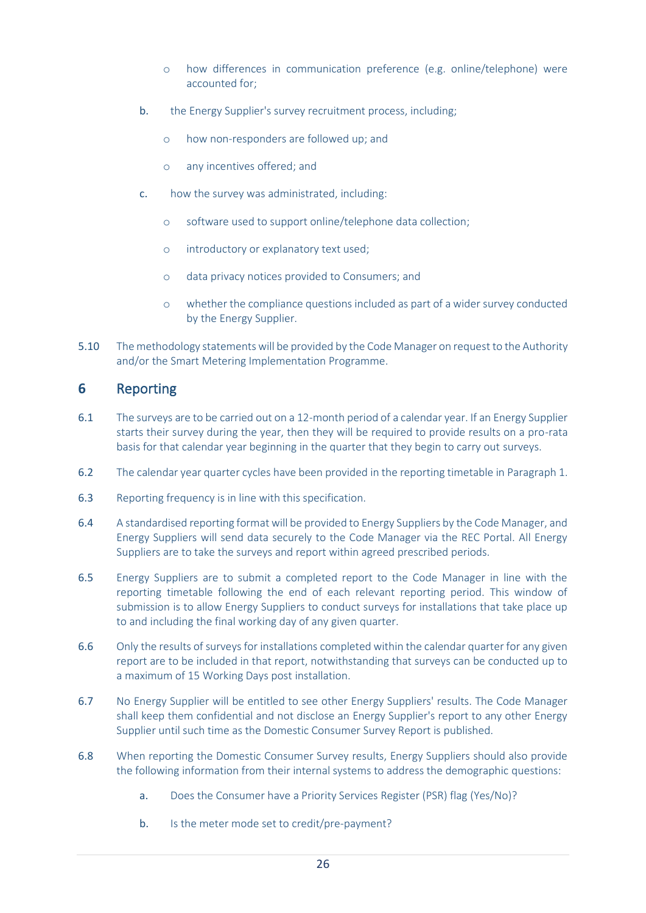- how differences in communication preference (e.g. online/telephone) were accounted for;

b. the Energy Supplier's survey recruitment process, including;

   - how non-responders are followed up; and
   - any incentives offered; and

c. how the survey was administrated, including:

   - software used to support online/telephone data collection;
   - introductory or explanatory text used;
   - data privacy notices provided to Consumers; and
   - whether the compliance questions included as part of a wider survey conducted by the Energy Supplier.

5.10 The methodology statements will be provided by the Code Manager on request to the Authority and/or the Smart Metering Implementation Programme.

## 6 Reporting

6.1 The surveys are to be carried out on a 12-month period of a calendar year. If an Energy Supplier starts their survey during the year, then they will be required to provide results on a pro-rata basis for that calendar year beginning in the quarter that they begin to carry out surveys.

6.2 The calendar year quarter cycles have been provided in the reporting timetable in Paragraph 1.

6.3 Reporting frequency is in line with this specification.

6.4 A standardised reporting format will be provided to Energy Suppliers by the Code Manager, and Energy Suppliers will send data securely to the Code Manager via the REC Portal. All Energy Suppliers are to take the surveys and report within agreed prescribed periods.

6.5 Energy Suppliers are to submit a completed report to the Code Manager in line with the reporting timetable following the end of each relevant reporting period. This window of submission is to allow Energy Suppliers to conduct surveys for installations that take place up to and including the final working day of any given quarter.

6.6 Only the results of surveys for installations completed within the calendar quarter for any given report are to be included in that report, notwithstanding that surveys can be conducted up to a maximum of 15 Working Days post installation.

6.7 No Energy Supplier will be entitled to see other Energy Suppliers' results. The Code Manager shall keep them confidential and not disclose an Energy Supplier's report to any other Energy Supplier until such time as the Domestic Consumer Survey Report is published.

6.8 When reporting the Domestic Consumer Survey results, Energy Suppliers should also provide the following information from their internal systems to address the demographic questions:

a. Does the Consumer have a Priority Services Register (PSR) flag (Yes/No)?

b. Is the meter mode set to credit/pre-payment?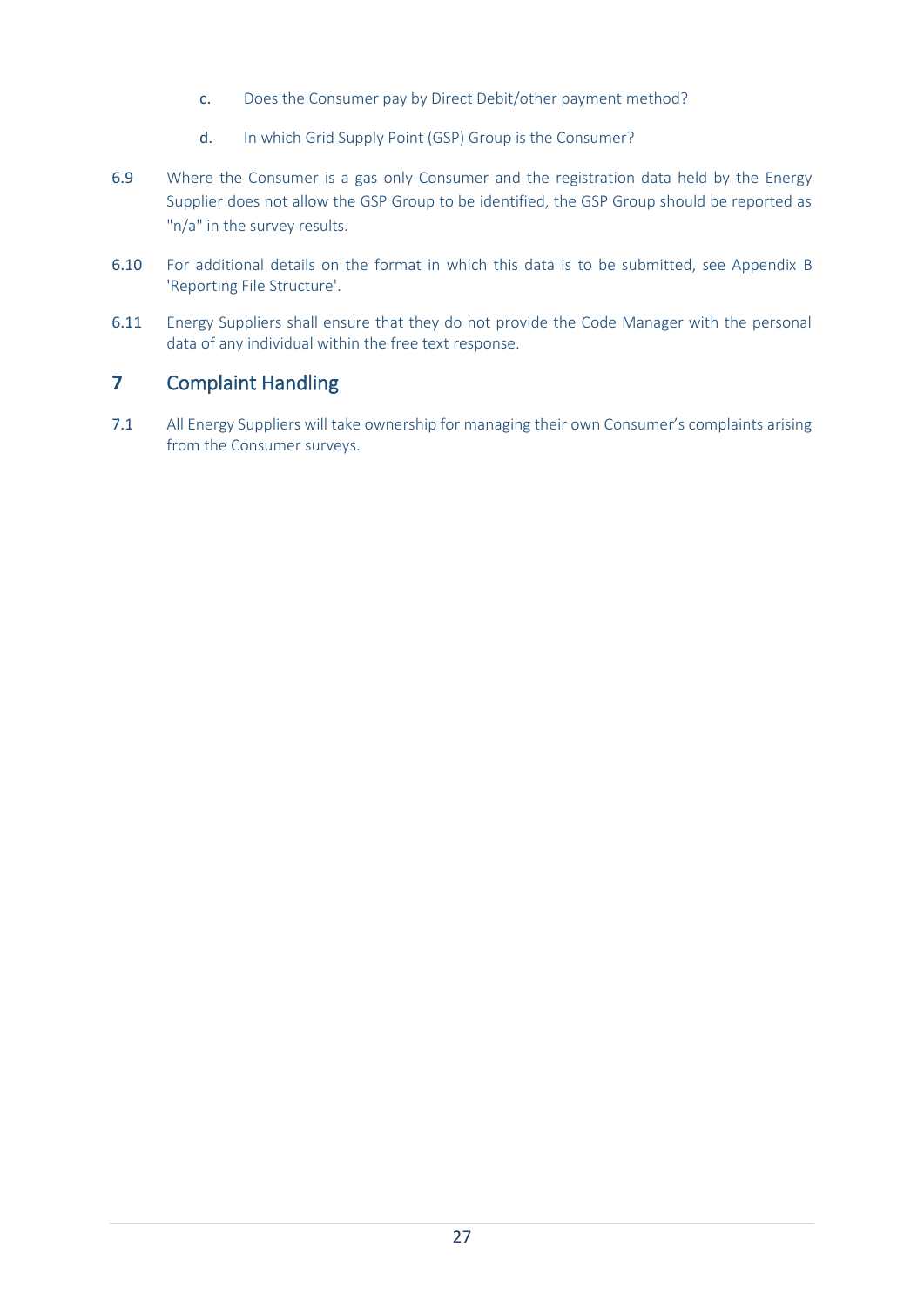c. Does the Consumer pay by Direct Debit/other payment method?

d. In which Grid Supply Point (GSP) Group is the Consumer?

6.9 Where the Consumer is a gas only Consumer and the registration data held by the Energy Supplier does not allow the GSP Group to be identified, the GSP Group should be reported as "n/a" in the survey results.

6.10 For additional details on the format in which this data is to be submitted, see Appendix B 'Reporting File Structure'.

6.11 Energy Suppliers shall ensure that they do not provide the Code Manager with the personal data of any individual within the free text response.

## 7 Complaint Handling

7.1 All Energy Suppliers will take ownership for managing their own Consumer's complaints arising from the Consumer surveys.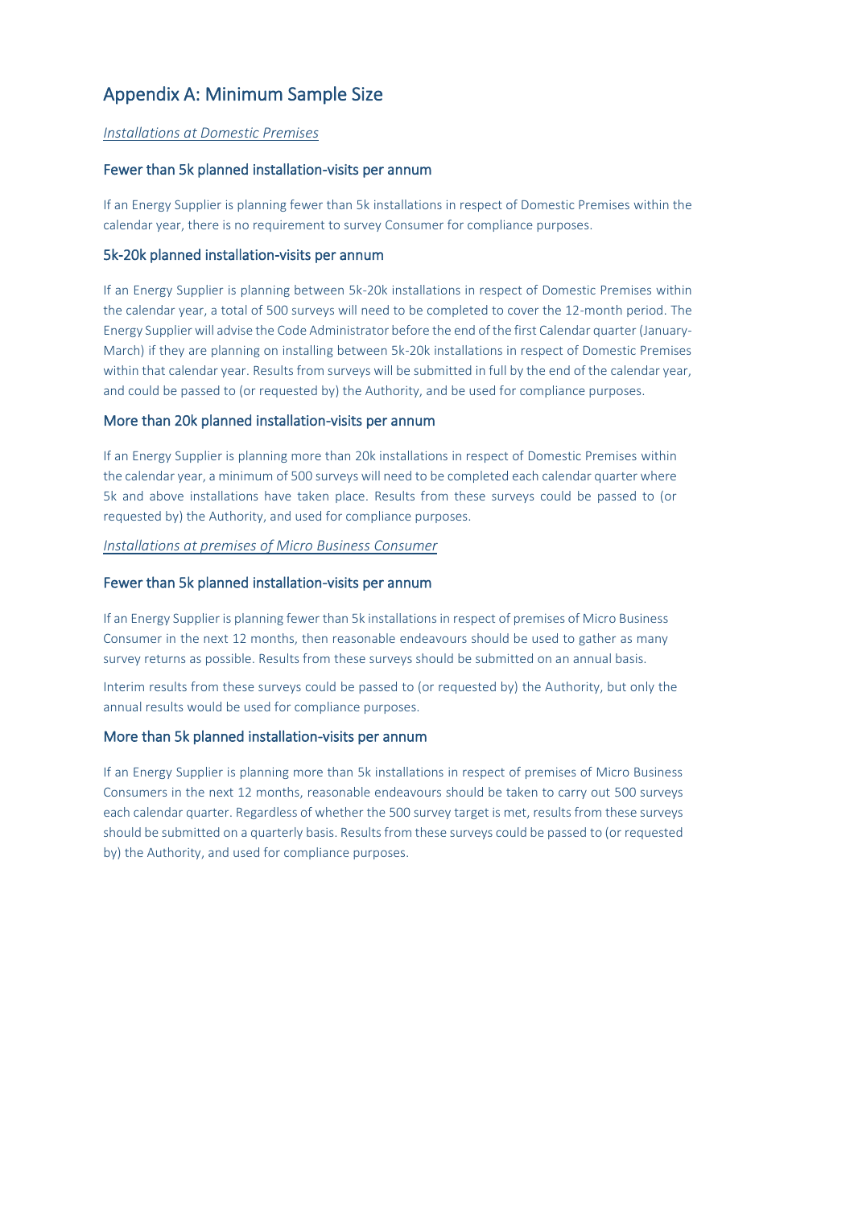# Appendix A: Minimum Sample Size

*Installations at Domestic Premises*

### Fewer than 5k planned installation-visits per annum

If an Energy Supplier is planning fewer than 5k installations in respect of Domestic Premises within the calendar year, there is no requirement to survey Consumer for compliance purposes.

### 5k-20k planned installation-visits per annum

If an Energy Supplier is planning between 5k-20k installations in respect of Domestic Premises within the calendar year, a total of 500 surveys will need to be completed to cover the 12-month period. The Energy Supplier will advise the Code Administrator before the end of the first Calendar quarter (January-March) if they are planning on installing between 5k-20k installations in respect of Domestic Premises within that calendar year. Results from surveys will be submitted in full by the end of the calendar year, and could be passed to (or requested by) the Authority, and be used for compliance purposes.

### More than 20k planned installation-visits per annum

If an Energy Supplier is planning more than 20k installations in respect of Domestic Premises within the calendar year, a minimum of 500 surveys will need to be completed each calendar quarter where 5k and above installations have taken place. Results from these surveys could be passed to (or requested by) the Authority, and used for compliance purposes.

*Installations at premises of Micro Business Consumer*

### Fewer than 5k planned installation-visits per annum

If an Energy Supplier is planning fewer than 5k installations in respect of premises of Micro Business Consumer in the next 12 months, then reasonable endeavours should be used to gather as many survey returns as possible. Results from these surveys should be submitted on an annual basis.

Interim results from these surveys could be passed to (or requested by) the Authority, but only the annual results would be used for compliance purposes.

### More than 5k planned installation-visits per annum

If an Energy Supplier is planning more than 5k installations in respect of premises of Micro Business Consumers in the next 12 months, reasonable endeavours should be taken to carry out 500 surveys each calendar quarter. Regardless of whether the 500 survey target is met, results from these surveys should be submitted on a quarterly basis. Results from these surveys could be passed to (or requested by) the Authority, and used for compliance purposes.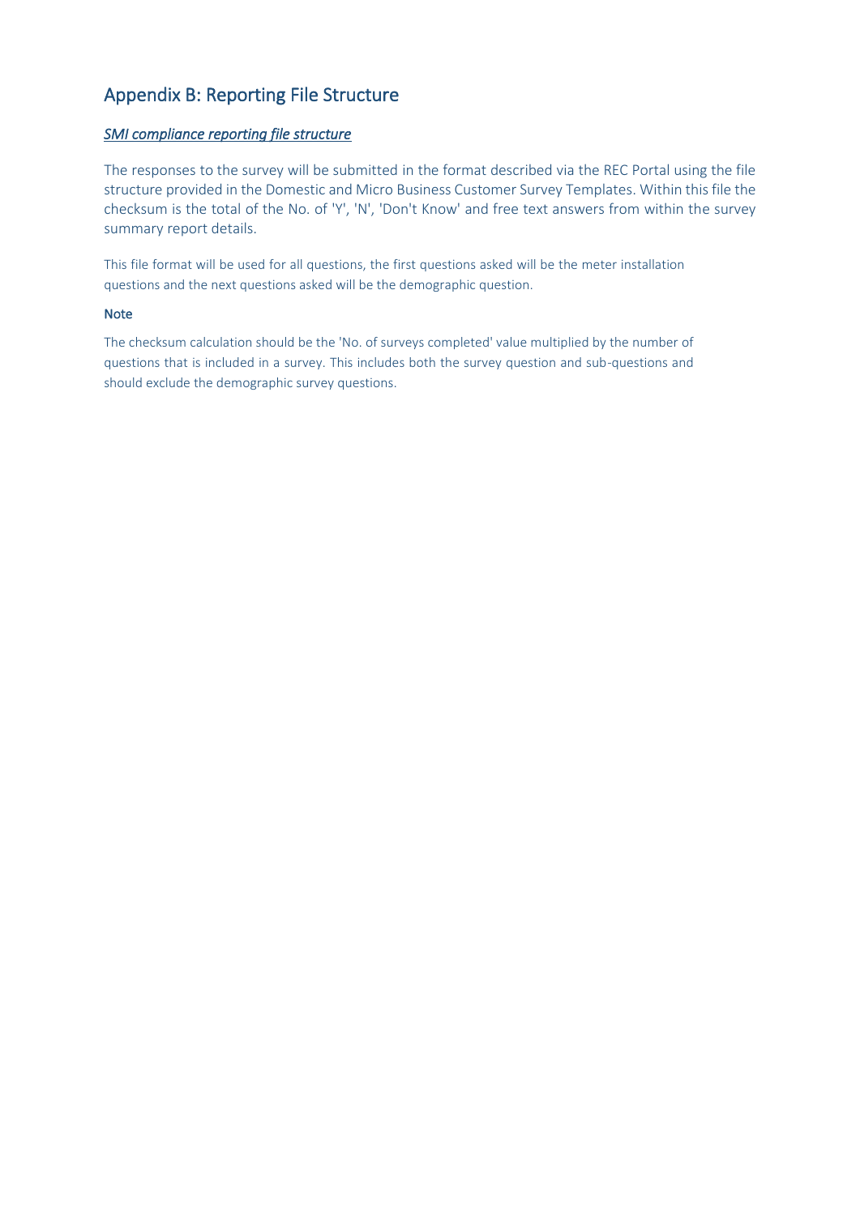# Appendix B: Reporting File Structure

### *SMI compliance reporting file structure*

The responses to the survey will be submitted in the format described via the REC Portal using the file structure provided in the Domestic and Micro Business Customer Survey Templates. Within this file the checksum is the total of the No. of 'Y', 'N', 'Don't Know' and free text answers from within the survey summary report details.

This file format will be used for all questions, the first questions asked will be the meter installation questions and the next questions asked will be the demographic question.

#### Note

The checksum calculation should be the 'No. of surveys completed' value multiplied by the number of questions that is included in a survey. This includes both the survey question and sub-questions and should exclude the demographic survey questions.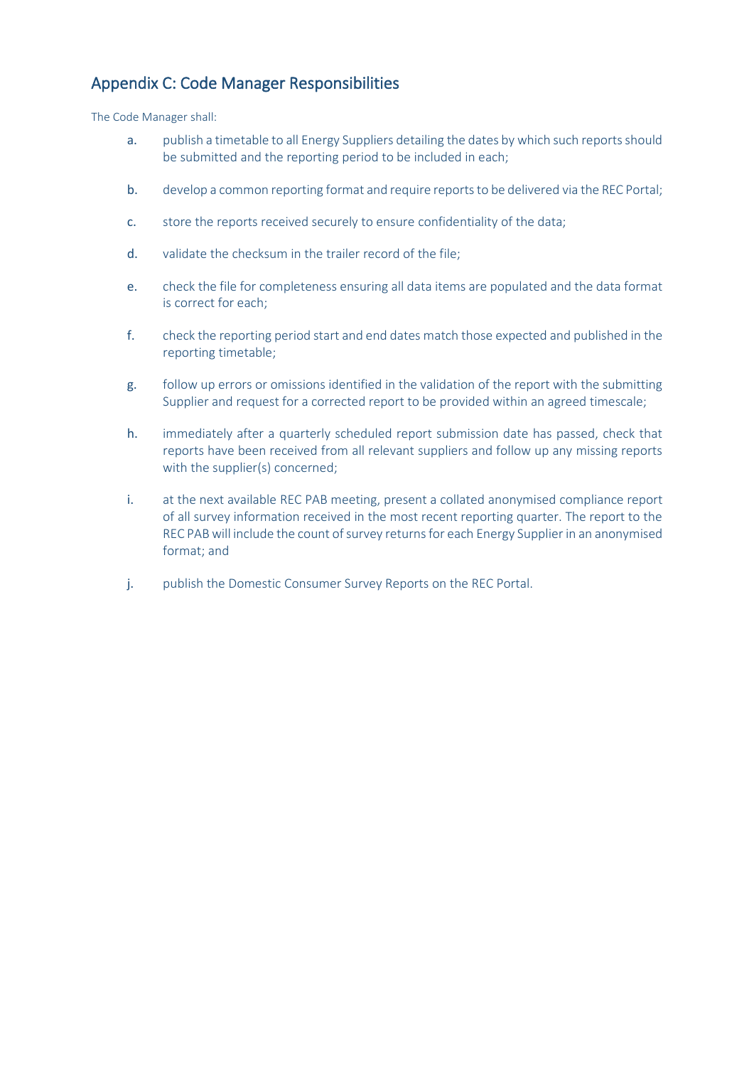## Appendix C: Code Manager Responsibilities

The Code Manager shall:

a. publish a timetable to all Energy Suppliers detailing the dates by which such reports should be submitted and the reporting period to be included in each;

b. develop a common reporting format and require reports to be delivered via the REC Portal;

c. store the reports received securely to ensure confidentiality of the data;

d. validate the checksum in the trailer record of the file;

e. check the file for completeness ensuring all data items are populated and the data format is correct for each;

f. check the reporting period start and end dates match those expected and published in the reporting timetable;

g. follow up errors or omissions identified in the validation of the report with the submitting Supplier and request for a corrected report to be provided within an agreed timescale;

h. immediately after a quarterly scheduled report submission date has passed, check that reports have been received from all relevant suppliers and follow up any missing reports with the supplier(s) concerned;

i. at the next available REC PAB meeting, present a collated anonymised compliance report of all survey information received in the most recent reporting quarter. The report to the REC PAB will include the count of survey returns for each Energy Supplier in an anonymised format; and

j. publish the Domestic Consumer Survey Reports on the REC Portal.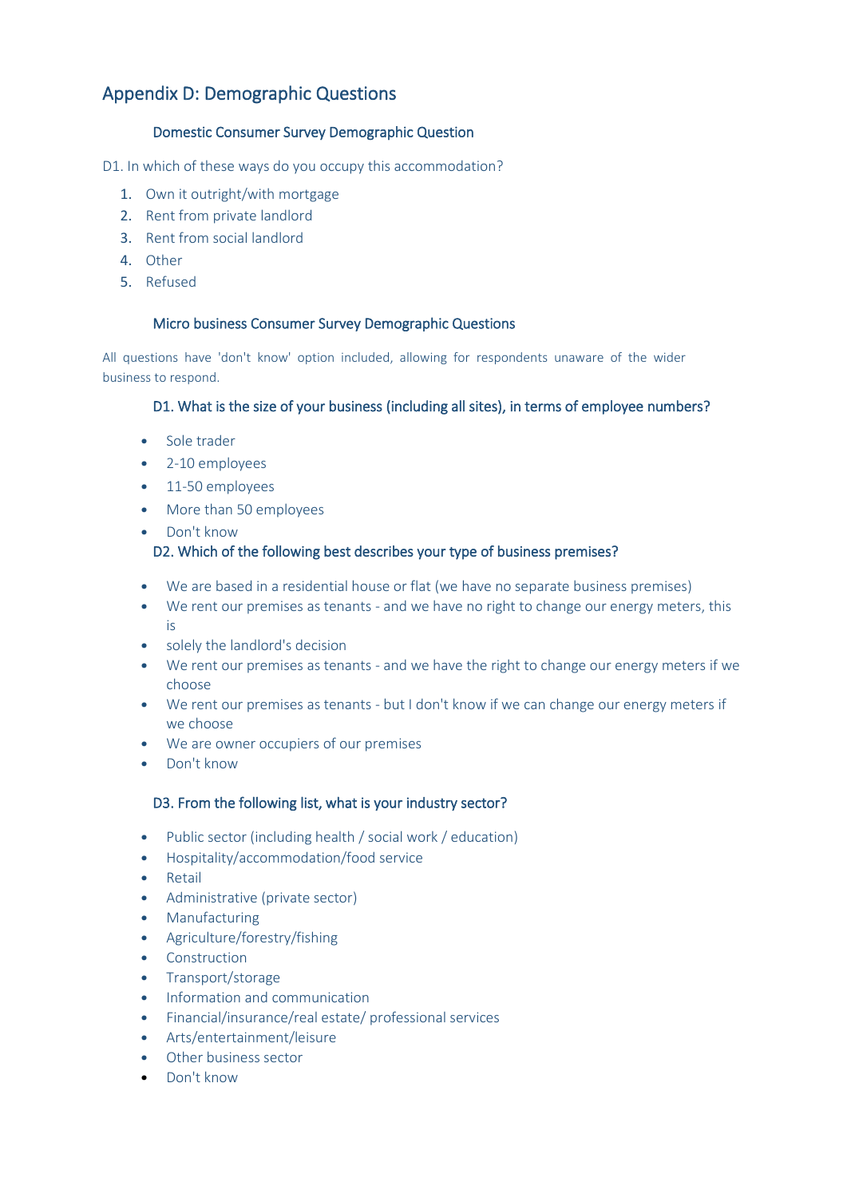## Appendix D: Demographic Questions

### Domestic Consumer Survey Demographic Question

D1. In which of these ways do you occupy this accommodation?

1. Own it outright/with mortgage
2. Rent from private landlord
3. Rent from social landlord
4. Other
5. Refused

### Micro business Consumer Survey Demographic Questions

All questions have 'don't know' option included, allowing for respondents unaware of the wider business to respond.

#### D1. What is the size of your business (including all sites), in terms of employee numbers?

- Sole trader
- 2-10 employees
- 11-50 employees
- More than 50 employees
- Don't know

#### D2. Which of the following best describes your type of business premises?

- We are based in a residential house or flat (we have no separate business premises)
- We rent our premises as tenants - and we have no right to change our energy meters, this is
- solely the landlord's decision
- We rent our premises as tenants - and we have the right to change our energy meters if we choose
- We rent our premises as tenants - but I don't know if we can change our energy meters if we choose
- We are owner occupiers of our premises
- Don't know

#### D3. From the following list, what is your industry sector?

- Public sector (including health / social work / education)
- Hospitality/accommodation/food service
- Retail
- Administrative (private sector)
- Manufacturing
- Agriculture/forestry/fishing
- Construction
- Transport/storage
- Information and communication
- Financial/insurance/real estate/ professional services
- Arts/entertainment/leisure
- Other business sector
- Don't know